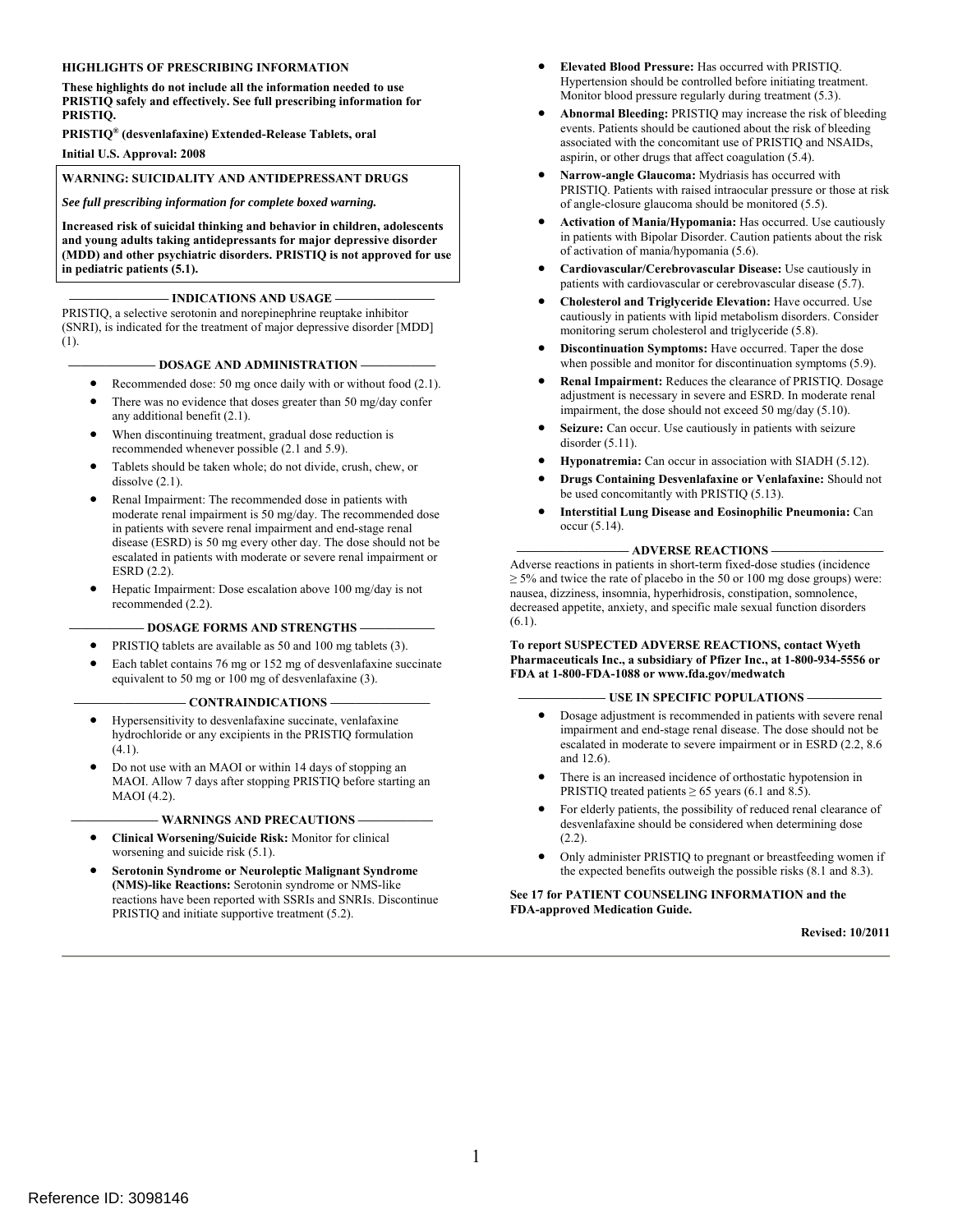**HIGHLIGHTS OF PRESCRIBING INFORMATION**

**These highlights do not include all the information needed to use PRISTIQ safely and effectively. See full prescribing information for PRISTIQ.**

**PRISTIQ® (desvenlafaxine) Extended-Release Tablets, oral**

**Initial U.S. Approval: 2008**

> **WARNING: SUICIDALITY AND ANTIDEPRESSANT DRUGS**
>
> ***See full prescribing information for complete boxed warning.***
>
> **Increased risk of suicidal thinking and behavior in children, adolescents and young adults taking antidepressants for major depressive disorder (MDD) and other psychiatric disorders. PRISTIQ is not approved for use in pediatric patients (5.1).**

## INDICATIONS AND USAGE

PRISTIQ, a selective serotonin and norepinephrine reuptake inhibitor (SNRI), is indicated for the treatment of major depressive disorder [MDD] (1).

## DOSAGE AND ADMINISTRATION

- Recommended dose: 50 mg once daily with or without food (2.1).
- There was no evidence that doses greater than 50 mg/day confer any additional benefit (2.1).
- When discontinuing treatment, gradual dose reduction is recommended whenever possible (2.1 and 5.9).
- Tablets should be taken whole; do not divide, crush, chew, or dissolve (2.1).
- Renal Impairment: The recommended dose in patients with moderate renal impairment is 50 mg/day. The recommended dose in patients with severe renal impairment and end-stage renal disease (ESRD) is 50 mg every other day. The dose should not be escalated in patients with moderate or severe renal impairment or ESRD (2.2).
- Hepatic Impairment: Dose escalation above 100 mg/day is not recommended (2.2).

## DOSAGE FORMS AND STRENGTHS

- PRISTIQ tablets are available as 50 and 100 mg tablets (3).
- Each tablet contains 76 mg or 152 mg of desvenlafaxine succinate equivalent to 50 mg or 100 mg of desvenlafaxine (3).

## CONTRAINDICATIONS

- Hypersensitivity to desvenlafaxine succinate, venlafaxine hydrochloride or any excipients in the PRISTIQ formulation (4.1).
- Do not use with an MAOI or within 14 days of stopping an MAOI. Allow 7 days after stopping PRISTIQ before starting an MAOI (4.2).

## WARNINGS AND PRECAUTIONS

- **Clinical Worsening/Suicide Risk:** Monitor for clinical worsening and suicide risk (5.1).
- **Serotonin Syndrome or Neuroleptic Malignant Syndrome (NMS)-like Reactions:** Serotonin syndrome or NMS-like reactions have been reported with SSRIs and SNRIs. Discontinue PRISTIQ and initiate supportive treatment (5.2).
- **Elevated Blood Pressure:** Has occurred with PRISTIQ. Hypertension should be controlled before initiating treatment. Monitor blood pressure regularly during treatment (5.3).
- **Abnormal Bleeding:** PRISTIQ may increase the risk of bleeding events. Patients should be cautioned about the risk of bleeding associated with the concomitant use of PRISTIQ and NSAIDs, aspirin, or other drugs that affect coagulation (5.4).
- **Narrow-angle Glaucoma:** Mydriasis has occurred with PRISTIQ. Patients with raised intraocular pressure or those at risk of angle-closure glaucoma should be monitored (5.5).
- **Activation of Mania/Hypomania:** Has occurred. Use cautiously in patients with Bipolar Disorder. Caution patients about the risk of activation of mania/hypomania (5.6).
- **Cardiovascular/Cerebrovascular Disease:** Use cautiously in patients with cardiovascular or cerebrovascular disease (5.7).
- **Cholesterol and Triglyceride Elevation:** Have occurred. Use cautiously in patients with lipid metabolism disorders. Consider monitoring serum cholesterol and triglyceride (5.8).
- **Discontinuation Symptoms:** Have occurred. Taper the dose when possible and monitor for discontinuation symptoms (5.9).
- **Renal Impairment:** Reduces the clearance of PRISTIQ. Dosage adjustment is necessary in severe and ESRD. In moderate renal impairment, the dose should not exceed 50 mg/day (5.10).
- **Seizure:** Can occur. Use cautiously in patients with seizure disorder (5.11).
- **Hyponatremia:** Can occur in association with SIADH (5.12).
- **Drugs Containing Desvenlafaxine or Venlafaxine:** Should not be used concomitantly with PRISTIQ (5.13).
- **Interstitial Lung Disease and Eosinophilic Pneumonia:** Can occur (5.14).

## ADVERSE REACTIONS

Adverse reactions in patients in short-term fixed-dose studies (incidence ≥ 5% and twice the rate of placebo in the 50 or 100 mg dose groups) were: nausea, dizziness, insomnia, hyperhidrosis, constipation, somnolence, decreased appetite, anxiety, and specific male sexual function disorders (6.1).

**To report SUSPECTED ADVERSE REACTIONS, contact Wyeth Pharmaceuticals Inc., a subsidiary of Pfizer Inc., at 1-800-934-5556 or FDA at 1-800-FDA-1088 or www.fda.gov/medwatch**

## USE IN SPECIFIC POPULATIONS

- Dosage adjustment is recommended in patients with severe renal impairment and end-stage renal disease. The dose should not be escalated in moderate to severe impairment or in ESRD (2.2, 8.6 and 12.6).
- There is an increased incidence of orthostatic hypotension in PRISTIQ treated patients ≥ 65 years (6.1 and 8.5).
- For elderly patients, the possibility of reduced renal clearance of desvenlafaxine should be considered when determining dose (2.2).
- Only administer PRISTIQ to pregnant or breastfeeding women if the expected benefits outweigh the possible risks (8.1 and 8.3).

**See 17 for PATIENT COUNSELING INFORMATION and the FDA-approved Medication Guide.**

**Revised: 10/2011**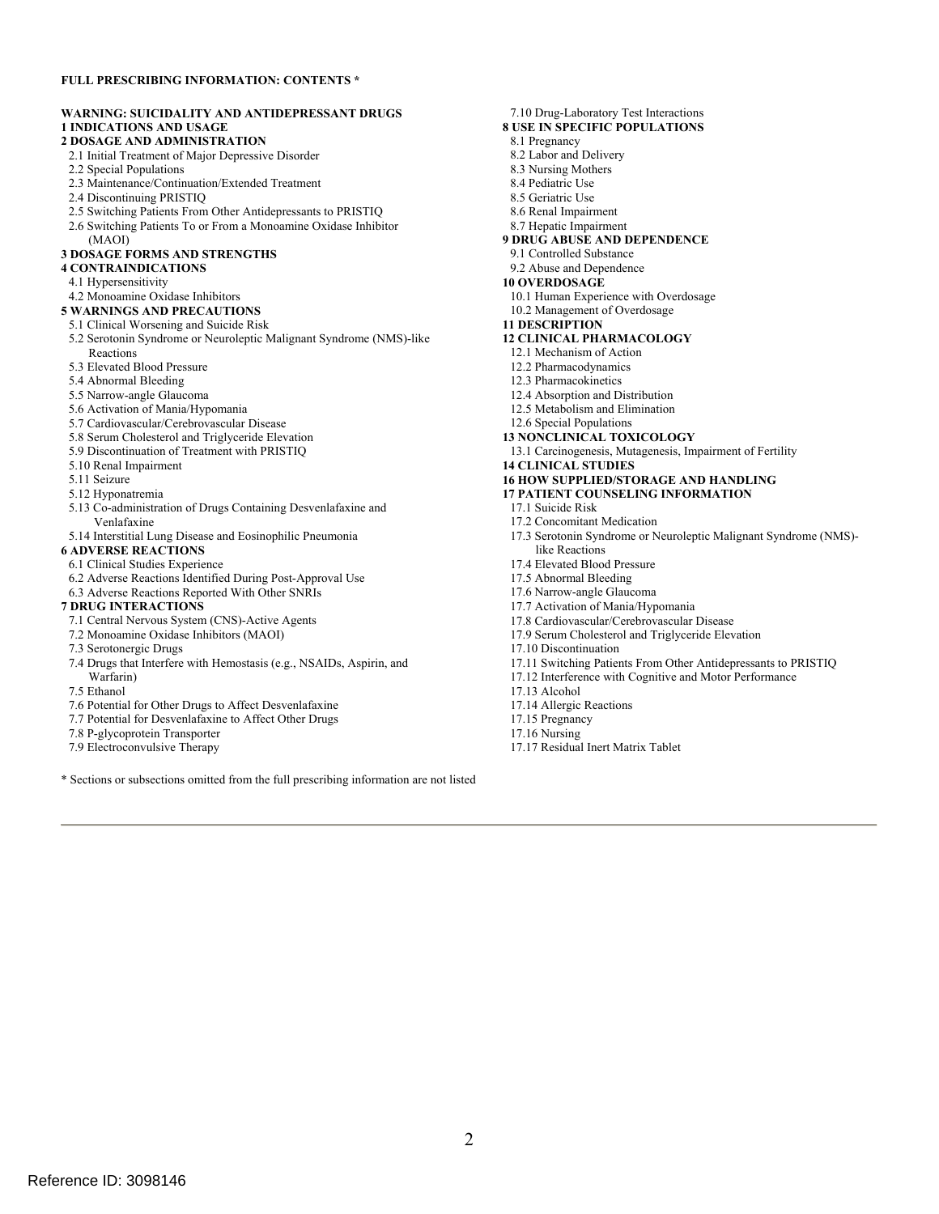**FULL PRESCRIBING INFORMATION: CONTENTS ***

**WARNING: SUICIDALITY AND ANTIDEPRESSANT DRUGS**

**1 INDICATIONS AND USAGE**

**2 DOSAGE AND ADMINISTRATION**

- 2.1 Initial Treatment of Major Depressive Disorder
- 2.2 Special Populations
- 2.3 Maintenance/Continuation/Extended Treatment
- 2.4 Discontinuing PRISTIQ
- 2.5 Switching Patients From Other Antidepressants to PRISTIQ
- 2.6 Switching Patients To or From a Monoamine Oxidase Inhibitor (MAOI)

**3 DOSAGE FORMS AND STRENGTHS**

**4 CONTRAINDICATIONS**

- 4.1 Hypersensitivity
- 4.2 Monoamine Oxidase Inhibitors

**5 WARNINGS AND PRECAUTIONS**

- 5.1 Clinical Worsening and Suicide Risk
- 5.2 Serotonin Syndrome or Neuroleptic Malignant Syndrome (NMS)-like Reactions
- 5.3 Elevated Blood Pressure
- 5.4 Abnormal Bleeding
- 5.5 Narrow-angle Glaucoma
- 5.6 Activation of Mania/Hypomania
- 5.7 Cardiovascular/Cerebrovascular Disease
- 5.8 Serum Cholesterol and Triglyceride Elevation
- 5.9 Discontinuation of Treatment with PRISTIQ
- 5.10 Renal Impairment
- 5.11 Seizure
- 5.12 Hyponatremia
- 5.13 Co-administration of Drugs Containing Desvenlafaxine and Venlafaxine
- 5.14 Interstitial Lung Disease and Eosinophilic Pneumonia

**6 ADVERSE REACTIONS**

- 6.1 Clinical Studies Experience
- 6.2 Adverse Reactions Identified During Post-Approval Use
- 6.3 Adverse Reactions Reported With Other SNRIs

**7 DRUG INTERACTIONS**

- 7.1 Central Nervous System (CNS)-Active Agents
- 7.2 Monoamine Oxidase Inhibitors (MAOI)
- 7.3 Serotonergic Drugs
- 7.4 Drugs that Interfere with Hemostasis (e.g., NSAIDs, Aspirin, and Warfarin)
- 7.5 Ethanol
- 7.6 Potential for Other Drugs to Affect Desvenlafaxine
- 7.7 Potential for Desvenlafaxine to Affect Other Drugs
- 7.8 P-glycoprotein Transporter
- 7.9 Electroconvulsive Therapy
- 7.10 Drug-Laboratory Test Interactions

**8 USE IN SPECIFIC POPULATIONS**

- 8.1 Pregnancy
- 8.2 Labor and Delivery
- 8.3 Nursing Mothers
- 8.4 Pediatric Use
- 8.5 Geriatric Use
- 8.6 Renal Impairment
- 8.7 Hepatic Impairment

**9 DRUG ABUSE AND DEPENDENCE**

- 9.1 Controlled Substance
- 9.2 Abuse and Dependence

**10 OVERDOSAGE**

- 10.1 Human Experience with Overdosage
- 10.2 Management of Overdosage

**11 DESCRIPTION**

**12 CLINICAL PHARMACOLOGY**

- 12.1 Mechanism of Action
- 12.2 Pharmacodynamics
- 12.3 Pharmacokinetics
- 12.4 Absorption and Distribution
- 12.5 Metabolism and Elimination
- 12.6 Special Populations

**13 NONCLINICAL TOXICOLOGY**

- 13.1 Carcinogenesis, Mutagenesis, Impairment of Fertility

**14 CLINICAL STUDIES**

**16 HOW SUPPLIED/STORAGE AND HANDLING**

**17 PATIENT COUNSELING INFORMATION**

- 17.1 Suicide Risk
- 17.2 Concomitant Medication
- 17.3 Serotonin Syndrome or Neuroleptic Malignant Syndrome (NMS)-like Reactions
- 17.4 Elevated Blood Pressure
- 17.5 Abnormal Bleeding
- 17.6 Narrow-angle Glaucoma
- 17.7 Activation of Mania/Hypomania
- 17.8 Cardiovascular/Cerebrovascular Disease
- 17.9 Serum Cholesterol and Triglyceride Elevation
- 17.10 Discontinuation
- 17.11 Switching Patients From Other Antidepressants to PRISTIQ
- 17.12 Interference with Cognitive and Motor Performance
- 17.13 Alcohol
- 17.14 Allergic Reactions
- 17.15 Pregnancy
- 17.16 Nursing
- 17.17 Residual Inert Matrix Tablet

* Sections or subsections omitted from the full prescribing information are not listed

Reference ID: 3098146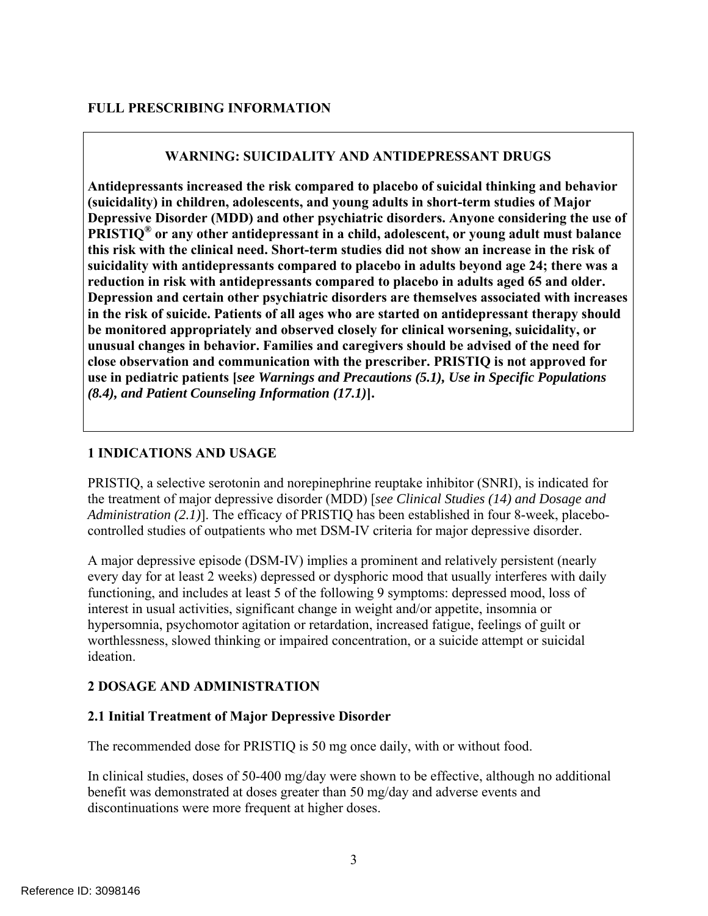# FULL PRESCRIBING INFORMATION

**WARNING: SUICIDALITY AND ANTIDEPRESSANT DRUGS**

**Antidepressants increased the risk compared to placebo of suicidal thinking and behavior (suicidality) in children, adolescents, and young adults in short-term studies of Major Depressive Disorder (MDD) and other psychiatric disorders. Anyone considering the use of PRISTIQ® or any other antidepressant in a child, adolescent, or young adult must balance this risk with the clinical need. Short-term studies did not show an increase in the risk of suicidality with antidepressants compared to placebo in adults beyond age 24; there was a reduction in risk with antidepressants compared to placebo in adults aged 65 and older. Depression and certain other psychiatric disorders are themselves associated with increases in the risk of suicide. Patients of all ages who are started on antidepressant therapy should be monitored appropriately and observed closely for clinical worsening, suicidality, or unusual changes in behavior. Families and caregivers should be advised of the need for close observation and communication with the prescriber. PRISTIQ is not approved for use in pediatric patients [*see Warnings and Precautions (5.1), Use in Specific Populations (8.4), and Patient Counseling Information (17.1)*].**

## 1 INDICATIONS AND USAGE

PRISTIQ, a selective serotonin and norepinephrine reuptake inhibitor (SNRI), is indicated for the treatment of major depressive disorder (MDD) [*see Clinical Studies (14) and Dosage and Administration (2.1)*]. The efficacy of PRISTIQ has been established in four 8-week, placebo-controlled studies of outpatients who met DSM-IV criteria for major depressive disorder.

A major depressive episode (DSM-IV) implies a prominent and relatively persistent (nearly every day for at least 2 weeks) depressed or dysphoric mood that usually interferes with daily functioning, and includes at least 5 of the following 9 symptoms: depressed mood, loss of interest in usual activities, significant change in weight and/or appetite, insomnia or hypersomnia, psychomotor agitation or retardation, increased fatigue, feelings of guilt or worthlessness, slowed thinking or impaired concentration, or a suicide attempt or suicidal ideation.

## 2 DOSAGE AND ADMINISTRATION

### 2.1 Initial Treatment of Major Depressive Disorder

The recommended dose for PRISTIQ is 50 mg once daily, with or without food.

In clinical studies, doses of 50-400 mg/day were shown to be effective, although no additional benefit was demonstrated at doses greater than 50 mg/day and adverse events and discontinuations were more frequent at higher doses.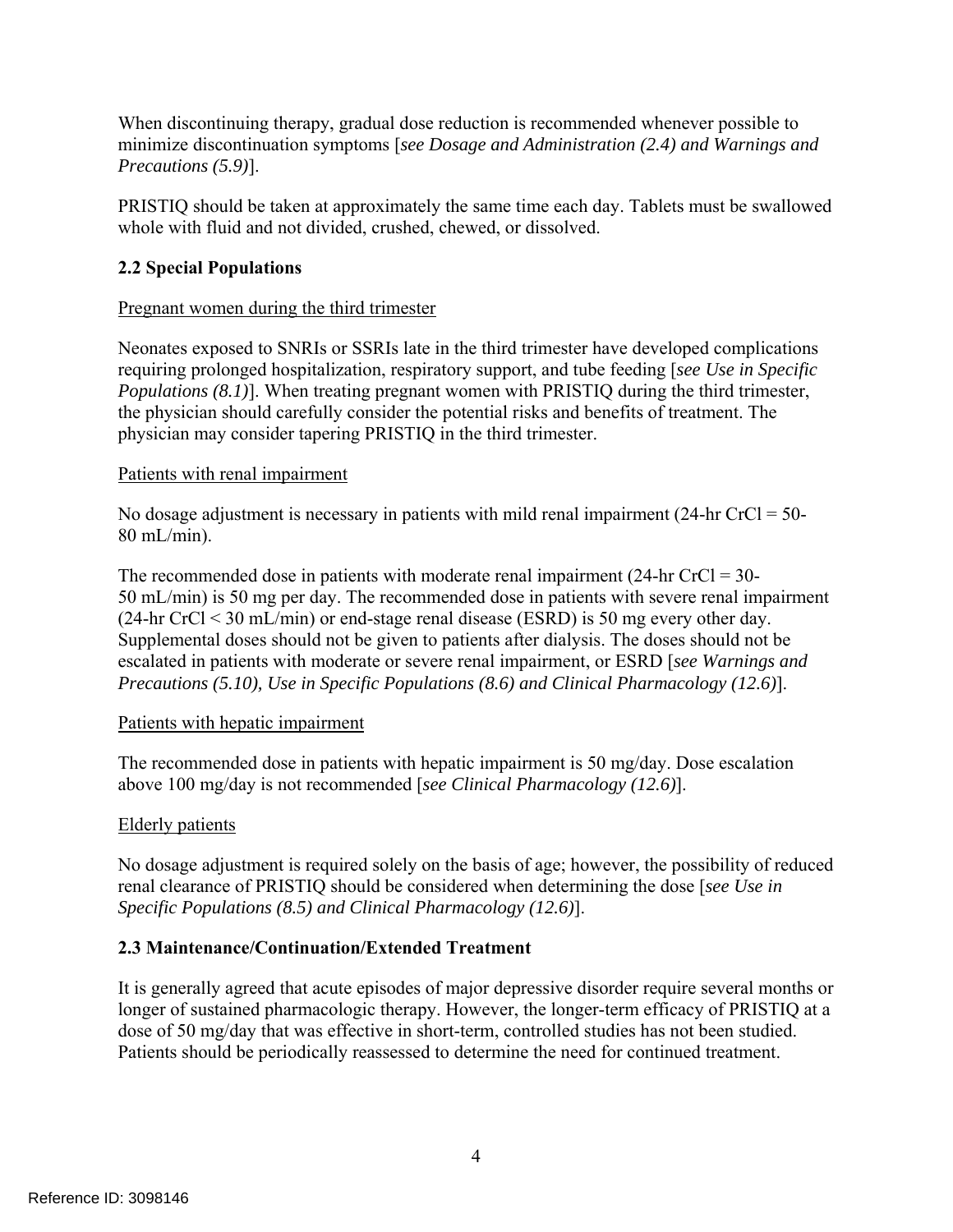When discontinuing therapy, gradual dose reduction is recommended whenever possible to minimize discontinuation symptoms [*see Dosage and Administration (2.4) and Warnings and Precautions (5.9)*].

PRISTIQ should be taken at approximately the same time each day. Tablets must be swallowed whole with fluid and not divided, crushed, chewed, or dissolved.

### 2.2 Special Populations

<u>Pregnant women during the third trimester</u>

Neonates exposed to SNRIs or SSRIs late in the third trimester have developed complications requiring prolonged hospitalization, respiratory support, and tube feeding [*see Use in Specific Populations (8.1)*]. When treating pregnant women with PRISTIQ during the third trimester, the physician should carefully consider the potential risks and benefits of treatment. The physician may consider tapering PRISTIQ in the third trimester.

<u>Patients with renal impairment</u>

No dosage adjustment is necessary in patients with mild renal impairment (24-hr CrCl = 50-80 mL/min).

The recommended dose in patients with moderate renal impairment (24-hr CrCl = 30-50 mL/min) is 50 mg per day. The recommended dose in patients with severe renal impairment (24-hr CrCl < 30 mL/min) or end-stage renal disease (ESRD) is 50 mg every other day. Supplemental doses should not be given to patients after dialysis. The doses should not be escalated in patients with moderate or severe renal impairment, or ESRD [*see Warnings and Precautions (5.10), Use in Specific Populations (8.6) and Clinical Pharmacology (12.6)*].

<u>Patients with hepatic impairment</u>

The recommended dose in patients with hepatic impairment is 50 mg/day. Dose escalation above 100 mg/day is not recommended [*see Clinical Pharmacology (12.6)*].

<u>Elderly patients</u>

No dosage adjustment is required solely on the basis of age; however, the possibility of reduced renal clearance of PRISTIQ should be considered when determining the dose [*see Use in Specific Populations (8.5) and Clinical Pharmacology (12.6)*].

### 2.3 Maintenance/Continuation/Extended Treatment

It is generally agreed that acute episodes of major depressive disorder require several months or longer of sustained pharmacologic therapy. However, the longer-term efficacy of PRISTIQ at a dose of 50 mg/day that was effective in short-term, controlled studies has not been studied. Patients should be periodically reassessed to determine the need for continued treatment.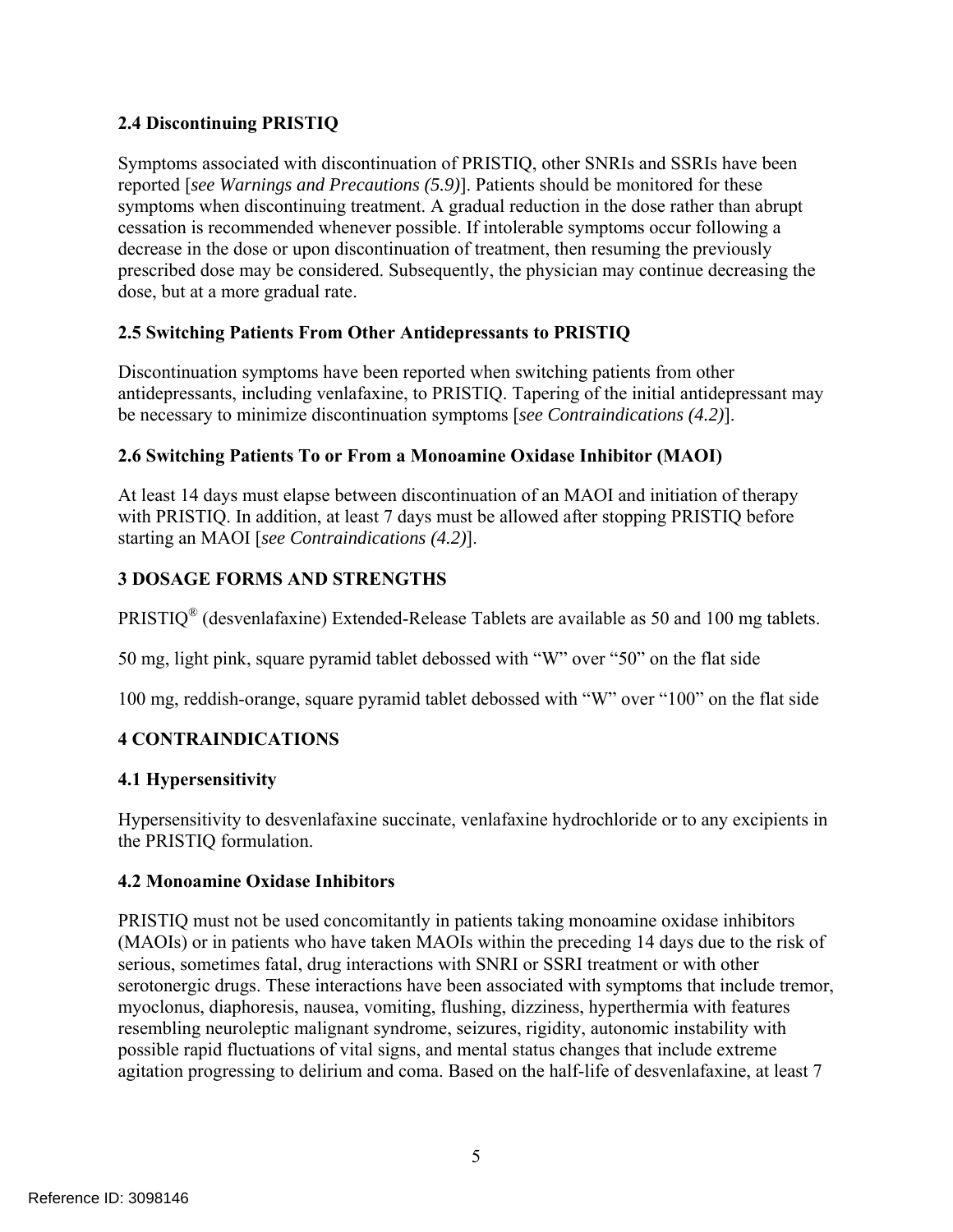### 2.4 Discontinuing PRISTIQ

Symptoms associated with discontinuation of PRISTIQ, other SNRIs and SSRIs have been reported [*see Warnings and Precautions (5.9)*]. Patients should be monitored for these symptoms when discontinuing treatment. A gradual reduction in the dose rather than abrupt cessation is recommended whenever possible. If intolerable symptoms occur following a decrease in the dose or upon discontinuation of treatment, then resuming the previously prescribed dose may be considered. Subsequently, the physician may continue decreasing the dose, but at a more gradual rate.

### 2.5 Switching Patients From Other Antidepressants to PRISTIQ

Discontinuation symptoms have been reported when switching patients from other antidepressants, including venlafaxine, to PRISTIQ. Tapering of the initial antidepressant may be necessary to minimize discontinuation symptoms [*see Contraindications (4.2)*].

### 2.6 Switching Patients To or From a Monoamine Oxidase Inhibitor (MAOI)

At least 14 days must elapse between discontinuation of an MAOI and initiation of therapy with PRISTIQ. In addition, at least 7 days must be allowed after stopping PRISTIQ before starting an MAOI [*see Contraindications (4.2)*].

## 3 DOSAGE FORMS AND STRENGTHS

PRISTIQ® (desvenlafaxine) Extended-Release Tablets are available as 50 and 100 mg tablets.

50 mg, light pink, square pyramid tablet debossed with "W" over "50" on the flat side

100 mg, reddish-orange, square pyramid tablet debossed with "W" over "100" on the flat side

## 4 CONTRAINDICATIONS

### 4.1 Hypersensitivity

Hypersensitivity to desvenlafaxine succinate, venlafaxine hydrochloride or to any excipients in the PRISTIQ formulation.

### 4.2 Monoamine Oxidase Inhibitors

PRISTIQ must not be used concomitantly in patients taking monoamine oxidase inhibitors (MAOIs) or in patients who have taken MAOIs within the preceding 14 days due to the risk of serious, sometimes fatal, drug interactions with SNRI or SSRI treatment or with other serotonergic drugs. These interactions have been associated with symptoms that include tremor, myoclonus, diaphoresis, nausea, vomiting, flushing, dizziness, hyperthermia with features resembling neuroleptic malignant syndrome, seizures, rigidity, autonomic instability with possible rapid fluctuations of vital signs, and mental status changes that include extreme agitation progressing to delirium and coma. Based on the half-life of desvenlafaxine, at least 7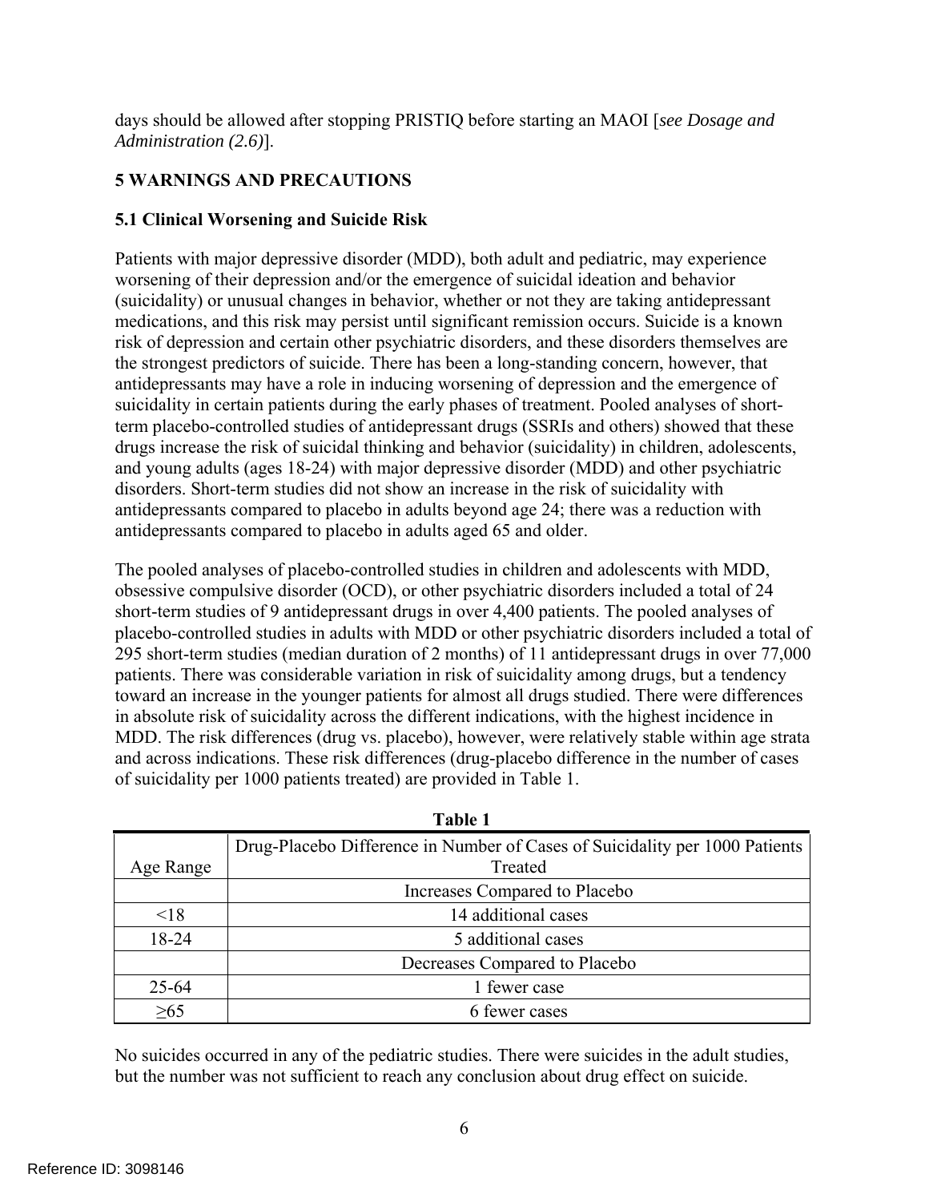days should be allowed after stopping PRISTIQ before starting an MAOI [*see Dosage and Administration (2.6)*].

## 5 WARNINGS AND PRECAUTIONS

### 5.1 Clinical Worsening and Suicide Risk

Patients with major depressive disorder (MDD), both adult and pediatric, may experience worsening of their depression and/or the emergence of suicidal ideation and behavior (suicidality) or unusual changes in behavior, whether or not they are taking antidepressant medications, and this risk may persist until significant remission occurs. Suicide is a known risk of depression and certain other psychiatric disorders, and these disorders themselves are the strongest predictors of suicide. There has been a long-standing concern, however, that antidepressants may have a role in inducing worsening of depression and the emergence of suicidality in certain patients during the early phases of treatment. Pooled analyses of short-term placebo-controlled studies of antidepressant drugs (SSRIs and others) showed that these drugs increase the risk of suicidal thinking and behavior (suicidality) in children, adolescents, and young adults (ages 18-24) with major depressive disorder (MDD) and other psychiatric disorders. Short-term studies did not show an increase in the risk of suicidality with antidepressants compared to placebo in adults beyond age 24; there was a reduction with antidepressants compared to placebo in adults aged 65 and older.

The pooled analyses of placebo-controlled studies in children and adolescents with MDD, obsessive compulsive disorder (OCD), or other psychiatric disorders included a total of 24 short-term studies of 9 antidepressant drugs in over 4,400 patients. The pooled analyses of placebo-controlled studies in adults with MDD or other psychiatric disorders included a total of 295 short-term studies (median duration of 2 months) of 11 antidepressant drugs in over 77,000 patients. There was considerable variation in risk of suicidality among drugs, but a tendency toward an increase in the younger patients for almost all drugs studied. There were differences in absolute risk of suicidality across the different indications, with the highest incidence in MDD. The risk differences (drug vs. placebo), however, were relatively stable within age strata and across indications. These risk differences (drug-placebo difference in the number of cases of suicidality per 1000 patients treated) are provided in Table 1.

**Table 1**

| Age Range | Drug-Placebo Difference in Number of Cases of Suicidality per 1000 Patients Treated |
|---|---|
| | Increases Compared to Placebo |
| <18 | 14 additional cases |
| 18-24 | 5 additional cases |
| | Decreases Compared to Placebo |
| 25-64 | 1 fewer case |
| ≥65 | 6 fewer cases |

No suicides occurred in any of the pediatric studies. There were suicides in the adult studies, but the number was not sufficient to reach any conclusion about drug effect on suicide.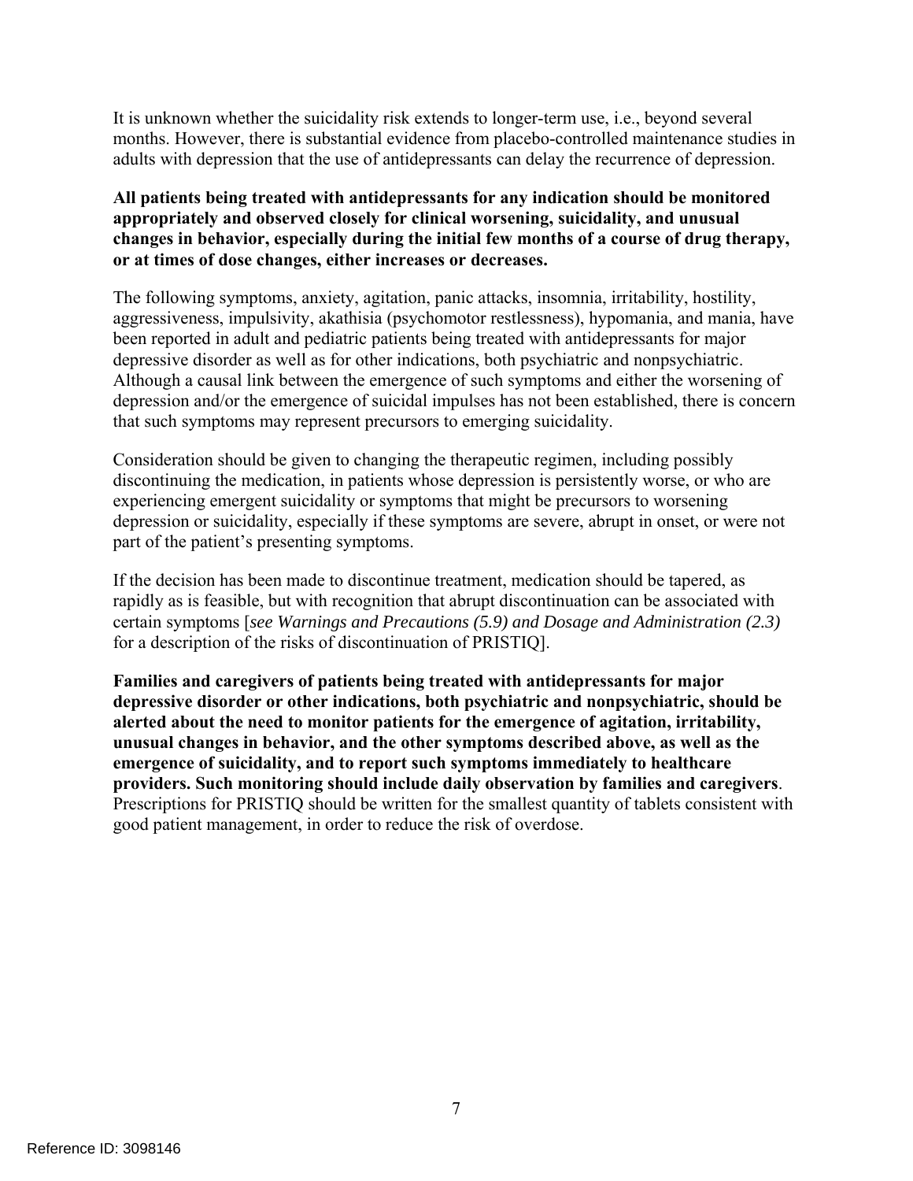It is unknown whether the suicidality risk extends to longer-term use, i.e., beyond several months. However, there is substantial evidence from placebo-controlled maintenance studies in adults with depression that the use of antidepressants can delay the recurrence of depression.

**All patients being treated with antidepressants for any indication should be monitored appropriately and observed closely for clinical worsening, suicidality, and unusual changes in behavior, especially during the initial few months of a course of drug therapy, or at times of dose changes, either increases or decreases.**

The following symptoms, anxiety, agitation, panic attacks, insomnia, irritability, hostility, aggressiveness, impulsivity, akathisia (psychomotor restlessness), hypomania, and mania, have been reported in adult and pediatric patients being treated with antidepressants for major depressive disorder as well as for other indications, both psychiatric and nonpsychiatric. Although a causal link between the emergence of such symptoms and either the worsening of depression and/or the emergence of suicidal impulses has not been established, there is concern that such symptoms may represent precursors to emerging suicidality.

Consideration should be given to changing the therapeutic regimen, including possibly discontinuing the medication, in patients whose depression is persistently worse, or who are experiencing emergent suicidality or symptoms that might be precursors to worsening depression or suicidality, especially if these symptoms are severe, abrupt in onset, or were not part of the patient's presenting symptoms.

If the decision has been made to discontinue treatment, medication should be tapered, as rapidly as is feasible, but with recognition that abrupt discontinuation can be associated with certain symptoms [*see Warnings and Precautions (5.9) and Dosage and Administration (2.3)* for a description of the risks of discontinuation of PRISTIQ].

**Families and caregivers of patients being treated with antidepressants for major depressive disorder or other indications, both psychiatric and nonpsychiatric, should be alerted about the need to monitor patients for the emergence of agitation, irritability, unusual changes in behavior, and the other symptoms described above, as well as the emergence of suicidality, and to report such symptoms immediately to healthcare providers. Such monitoring should include daily observation by families and caregivers**. Prescriptions for PRISTIQ should be written for the smallest quantity of tablets consistent with good patient management, in order to reduce the risk of overdose.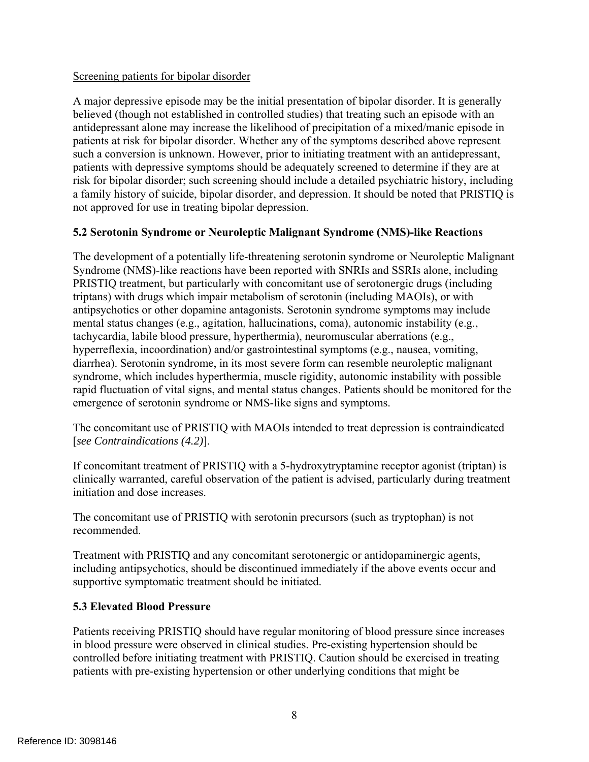Screening patients for bipolar disorder

A major depressive episode may be the initial presentation of bipolar disorder. It is generally believed (though not established in controlled studies) that treating such an episode with an antidepressant alone may increase the likelihood of precipitation of a mixed/manic episode in patients at risk for bipolar disorder. Whether any of the symptoms described above represent such a conversion is unknown. However, prior to initiating treatment with an antidepressant, patients with depressive symptoms should be adequately screened to determine if they are at risk for bipolar disorder; such screening should include a detailed psychiatric history, including a family history of suicide, bipolar disorder, and depression. It should be noted that PRISTIQ is not approved for use in treating bipolar depression.

### 5.2 Serotonin Syndrome or Neuroleptic Malignant Syndrome (NMS)-like Reactions

The development of a potentially life-threatening serotonin syndrome or Neuroleptic Malignant Syndrome (NMS)-like reactions have been reported with SNRIs and SSRIs alone, including PRISTIQ treatment, but particularly with concomitant use of serotonergic drugs (including triptans) with drugs which impair metabolism of serotonin (including MAOIs), or with antipsychotics or other dopamine antagonists. Serotonin syndrome symptoms may include mental status changes (e.g., agitation, hallucinations, coma), autonomic instability (e.g., tachycardia, labile blood pressure, hyperthermia), neuromuscular aberrations (e.g., hyperreflexia, incoordination) and/or gastrointestinal symptoms (e.g., nausea, vomiting, diarrhea). Serotonin syndrome, in its most severe form can resemble neuroleptic malignant syndrome, which includes hyperthermia, muscle rigidity, autonomic instability with possible rapid fluctuation of vital signs, and mental status changes. Patients should be monitored for the emergence of serotonin syndrome or NMS-like signs and symptoms.

The concomitant use of PRISTIQ with MAOIs intended to treat depression is contraindicated [*see Contraindications (4.2)*].

If concomitant treatment of PRISTIQ with a 5-hydroxytryptamine receptor agonist (triptan) is clinically warranted, careful observation of the patient is advised, particularly during treatment initiation and dose increases.

The concomitant use of PRISTIQ with serotonin precursors (such as tryptophan) is not recommended.

Treatment with PRISTIQ and any concomitant serotonergic or antidopaminergic agents, including antipsychotics, should be discontinued immediately if the above events occur and supportive symptomatic treatment should be initiated.

### 5.3 Elevated Blood Pressure

Patients receiving PRISTIQ should have regular monitoring of blood pressure since increases in blood pressure were observed in clinical studies. Pre-existing hypertension should be controlled before initiating treatment with PRISTIQ. Caution should be exercised in treating patients with pre-existing hypertension or other underlying conditions that might be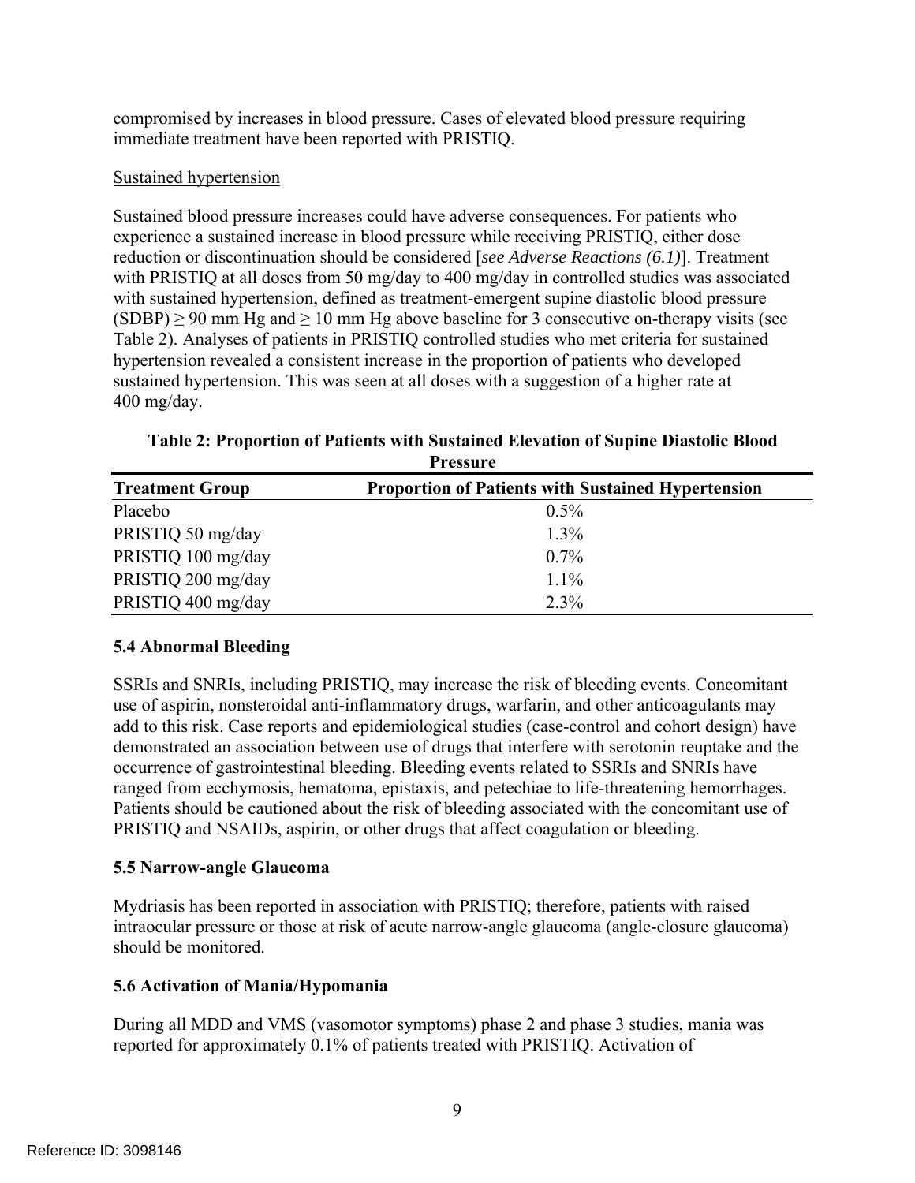compromised by increases in blood pressure. Cases of elevated blood pressure requiring immediate treatment have been reported with PRISTIQ.

Sustained hypertension

Sustained blood pressure increases could have adverse consequences. For patients who experience a sustained increase in blood pressure while receiving PRISTIQ, either dose reduction or discontinuation should be considered [*see Adverse Reactions (6.1)*]. Treatment with PRISTIQ at all doses from 50 mg/day to 400 mg/day in controlled studies was associated with sustained hypertension, defined as treatment-emergent supine diastolic blood pressure (SDBP) ≥ 90 mm Hg and ≥ 10 mm Hg above baseline for 3 consecutive on-therapy visits (see Table 2). Analyses of patients in PRISTIQ controlled studies who met criteria for sustained hypertension revealed a consistent increase in the proportion of patients who developed sustained hypertension. This was seen at all doses with a suggestion of a higher rate at 400 mg/day.

**Table 2: Proportion of Patients with Sustained Elevation of Supine Diastolic Blood Pressure**

| Treatment Group | Proportion of Patients with Sustained Hypertension |
|---|---|
| Placebo | 0.5% |
| PRISTIQ 50 mg/day | 1.3% |
| PRISTIQ 100 mg/day | 0.7% |
| PRISTIQ 200 mg/day | 1.1% |
| PRISTIQ 400 mg/day | 2.3% |

### 5.4 Abnormal Bleeding

SSRIs and SNRIs, including PRISTIQ, may increase the risk of bleeding events. Concomitant use of aspirin, nonsteroidal anti-inflammatory drugs, warfarin, and other anticoagulants may add to this risk. Case reports and epidemiological studies (case-control and cohort design) have demonstrated an association between use of drugs that interfere with serotonin reuptake and the occurrence of gastrointestinal bleeding. Bleeding events related to SSRIs and SNRIs have ranged from ecchymosis, hematoma, epistaxis, and petechiae to life-threatening hemorrhages. Patients should be cautioned about the risk of bleeding associated with the concomitant use of PRISTIQ and NSAIDs, aspirin, or other drugs that affect coagulation or bleeding.

### 5.5 Narrow-angle Glaucoma

Mydriasis has been reported in association with PRISTIQ; therefore, patients with raised intraocular pressure or those at risk of acute narrow-angle glaucoma (angle-closure glaucoma) should be monitored.

### 5.6 Activation of Mania/Hypomania

During all MDD and VMS (vasomotor symptoms) phase 2 and phase 3 studies, mania was reported for approximately 0.1% of patients treated with PRISTIQ. Activation of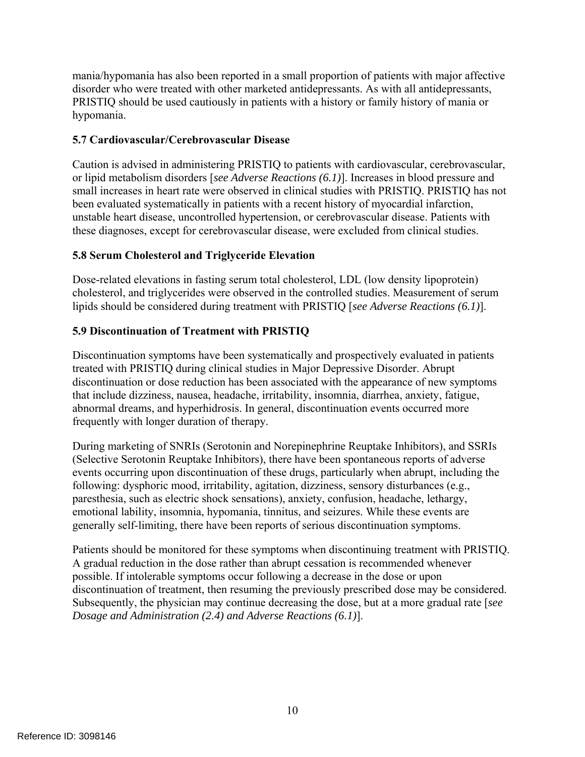mania/hypomania has also been reported in a small proportion of patients with major affective disorder who were treated with other marketed antidepressants. As with all antidepressants, PRISTIQ should be used cautiously in patients with a history or family history of mania or hypomania.

### 5.7 Cardiovascular/Cerebrovascular Disease

Caution is advised in administering PRISTIQ to patients with cardiovascular, cerebrovascular, or lipid metabolism disorders [*see Adverse Reactions (6.1)*]. Increases in blood pressure and small increases in heart rate were observed in clinical studies with PRISTIQ. PRISTIQ has not been evaluated systematically in patients with a recent history of myocardial infarction, unstable heart disease, uncontrolled hypertension, or cerebrovascular disease. Patients with these diagnoses, except for cerebrovascular disease, were excluded from clinical studies.

### 5.8 Serum Cholesterol and Triglyceride Elevation

Dose-related elevations in fasting serum total cholesterol, LDL (low density lipoprotein) cholesterol, and triglycerides were observed in the controlled studies. Measurement of serum lipids should be considered during treatment with PRISTIQ [*see Adverse Reactions (6.1)*].

### 5.9 Discontinuation of Treatment with PRISTIQ

Discontinuation symptoms have been systematically and prospectively evaluated in patients treated with PRISTIQ during clinical studies in Major Depressive Disorder. Abrupt discontinuation or dose reduction has been associated with the appearance of new symptoms that include dizziness, nausea, headache, irritability, insomnia, diarrhea, anxiety, fatigue, abnormal dreams, and hyperhidrosis. In general, discontinuation events occurred more frequently with longer duration of therapy.

During marketing of SNRIs (Serotonin and Norepinephrine Reuptake Inhibitors), and SSRIs (Selective Serotonin Reuptake Inhibitors), there have been spontaneous reports of adverse events occurring upon discontinuation of these drugs, particularly when abrupt, including the following: dysphoric mood, irritability, agitation, dizziness, sensory disturbances (e.g., paresthesia, such as electric shock sensations), anxiety, confusion, headache, lethargy, emotional lability, insomnia, hypomania, tinnitus, and seizures. While these events are generally self-limiting, there have been reports of serious discontinuation symptoms.

Patients should be monitored for these symptoms when discontinuing treatment with PRISTIQ. A gradual reduction in the dose rather than abrupt cessation is recommended whenever possible. If intolerable symptoms occur following a decrease in the dose or upon discontinuation of treatment, then resuming the previously prescribed dose may be considered. Subsequently, the physician may continue decreasing the dose, but at a more gradual rate [*see Dosage and Administration (2.4) and Adverse Reactions (6.1)*].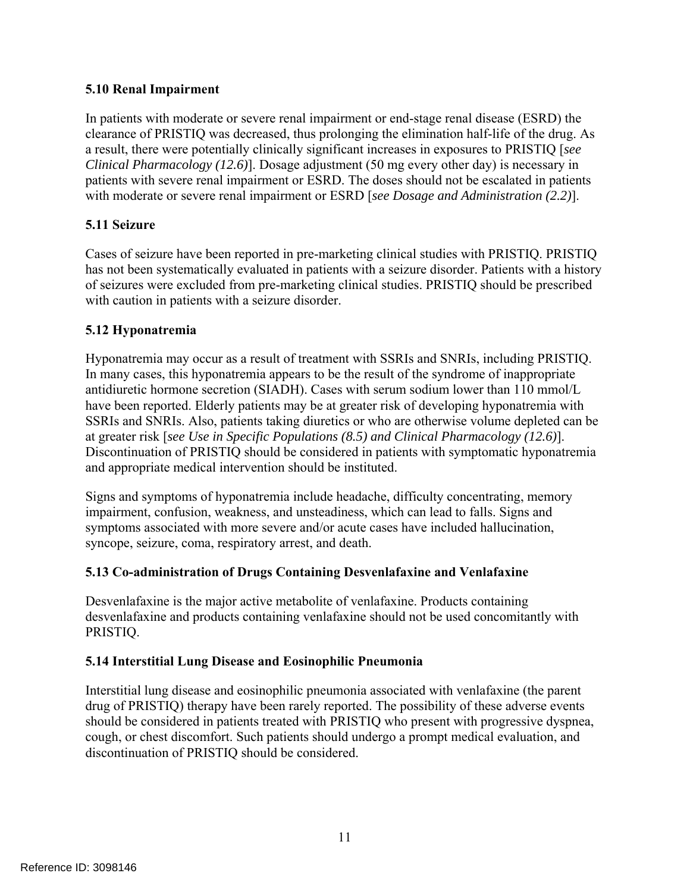### 5.10 Renal Impairment

In patients with moderate or severe renal impairment or end-stage renal disease (ESRD) the clearance of PRISTIQ was decreased, thus prolonging the elimination half-life of the drug. As a result, there were potentially clinically significant increases in exposures to PRISTIQ [*see Clinical Pharmacology (12.6)*]. Dosage adjustment (50 mg every other day) is necessary in patients with severe renal impairment or ESRD. The doses should not be escalated in patients with moderate or severe renal impairment or ESRD [*see Dosage and Administration (2.2)*].

### 5.11 Seizure

Cases of seizure have been reported in pre-marketing clinical studies with PRISTIQ. PRISTIQ has not been systematically evaluated in patients with a seizure disorder. Patients with a history of seizures were excluded from pre-marketing clinical studies. PRISTIQ should be prescribed with caution in patients with a seizure disorder.

### 5.12 Hyponatremia

Hyponatremia may occur as a result of treatment with SSRIs and SNRIs, including PRISTIQ. In many cases, this hyponatremia appears to be the result of the syndrome of inappropriate antidiuretic hormone secretion (SIADH). Cases with serum sodium lower than 110 mmol/L have been reported. Elderly patients may be at greater risk of developing hyponatremia with SSRIs and SNRIs. Also, patients taking diuretics or who are otherwise volume depleted can be at greater risk [*see Use in Specific Populations (8.5) and Clinical Pharmacology (12.6)*]. Discontinuation of PRISTIQ should be considered in patients with symptomatic hyponatremia and appropriate medical intervention should be instituted.

Signs and symptoms of hyponatremia include headache, difficulty concentrating, memory impairment, confusion, weakness, and unsteadiness, which can lead to falls. Signs and symptoms associated with more severe and/or acute cases have included hallucination, syncope, seizure, coma, respiratory arrest, and death.

### 5.13 Co-administration of Drugs Containing Desvenlafaxine and Venlafaxine

Desvenlafaxine is the major active metabolite of venlafaxine. Products containing desvenlafaxine and products containing venlafaxine should not be used concomitantly with PRISTIQ.

### 5.14 Interstitial Lung Disease and Eosinophilic Pneumonia

Interstitial lung disease and eosinophilic pneumonia associated with venlafaxine (the parent drug of PRISTIQ) therapy have been rarely reported. The possibility of these adverse events should be considered in patients treated with PRISTIQ who present with progressive dyspnea, cough, or chest discomfort. Such patients should undergo a prompt medical evaluation, and discontinuation of PRISTIQ should be considered.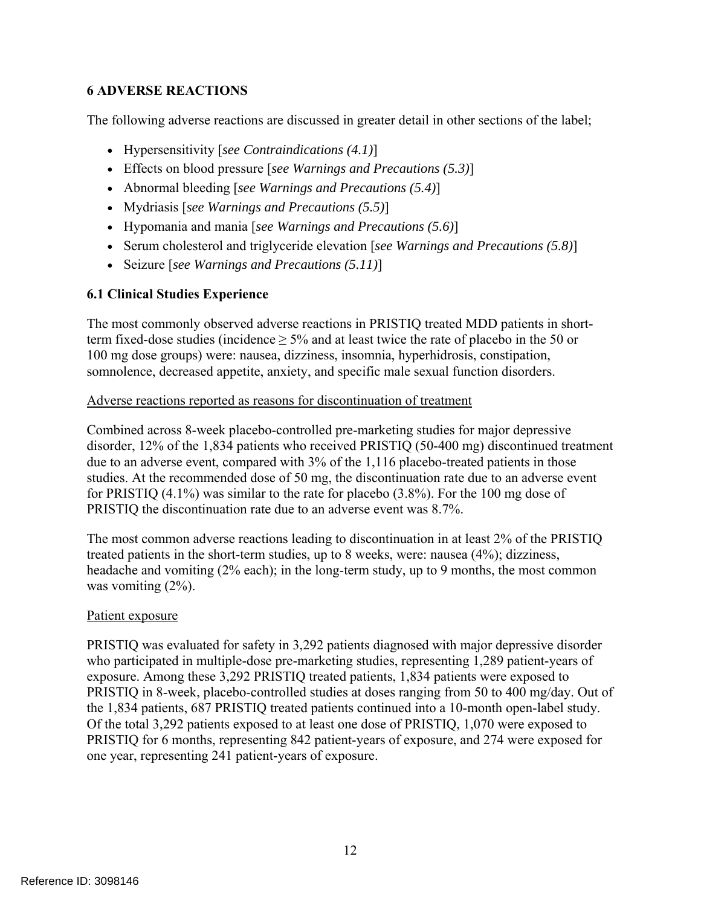## 6 ADVERSE REACTIONS

The following adverse reactions are discussed in greater detail in other sections of the label;

- Hypersensitivity [*see Contraindications (4.1)*]
- Effects on blood pressure [*see Warnings and Precautions (5.3)*]
- Abnormal bleeding [*see Warnings and Precautions (5.4)*]
- Mydriasis [*see Warnings and Precautions (5.5)*]
- Hypomania and mania [*see Warnings and Precautions (5.6)*]
- Serum cholesterol and triglyceride elevation [*see Warnings and Precautions (5.8)*]
- Seizure [*see Warnings and Precautions (5.11)*]

### 6.1 Clinical Studies Experience

The most commonly observed adverse reactions in PRISTIQ treated MDD patients in short-term fixed-dose studies (incidence ≥ 5% and at least twice the rate of placebo in the 50 or 100 mg dose groups) were: nausea, dizziness, insomnia, hyperhidrosis, constipation, somnolence, decreased appetite, anxiety, and specific male sexual function disorders.

<u>Adverse reactions reported as reasons for discontinuation of treatment</u>

Combined across 8-week placebo-controlled pre-marketing studies for major depressive disorder, 12% of the 1,834 patients who received PRISTIQ (50-400 mg) discontinued treatment due to an adverse event, compared with 3% of the 1,116 placebo-treated patients in those studies. At the recommended dose of 50 mg, the discontinuation rate due to an adverse event for PRISTIQ (4.1%) was similar to the rate for placebo (3.8%). For the 100 mg dose of PRISTIQ the discontinuation rate due to an adverse event was 8.7%.

The most common adverse reactions leading to discontinuation in at least 2% of the PRISTIQ treated patients in the short-term studies, up to 8 weeks, were: nausea (4%); dizziness, headache and vomiting (2% each); in the long-term study, up to 9 months, the most common was vomiting (2%).

<u>Patient exposure</u>

PRISTIQ was evaluated for safety in 3,292 patients diagnosed with major depressive disorder who participated in multiple-dose pre-marketing studies, representing 1,289 patient-years of exposure. Among these 3,292 PRISTIQ treated patients, 1,834 patients were exposed to PRISTIQ in 8-week, placebo-controlled studies at doses ranging from 50 to 400 mg/day. Out of the 1,834 patients, 687 PRISTIQ treated patients continued into a 10-month open-label study. Of the total 3,292 patients exposed to at least one dose of PRISTIQ, 1,070 were exposed to PRISTIQ for 6 months, representing 842 patient-years of exposure, and 274 were exposed for one year, representing 241 patient-years of exposure.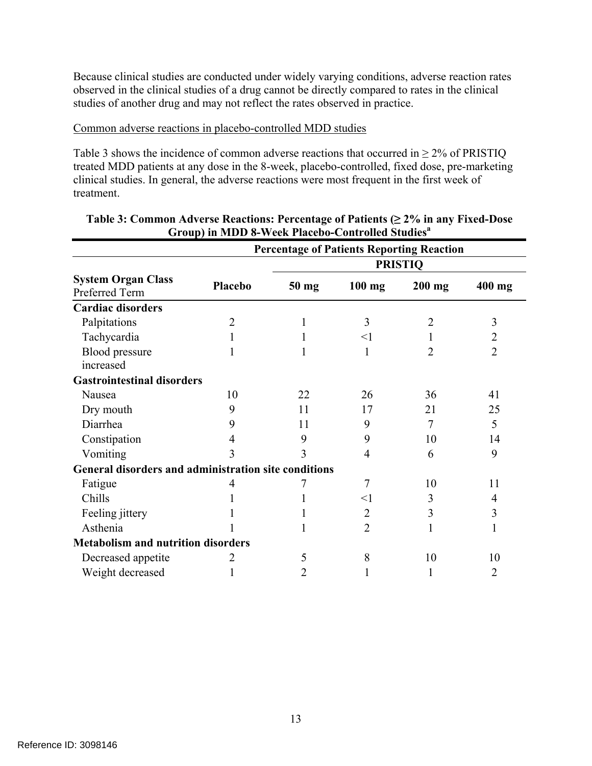Because clinical studies are conducted under widely varying conditions, adverse reaction rates observed in the clinical studies of a drug cannot be directly compared to rates in the clinical studies of another drug and may not reflect the rates observed in practice.

Common adverse reactions in placebo-controlled MDD studies

Table 3 shows the incidence of common adverse reactions that occurred in ≥ 2% of PRISTIQ treated MDD patients at any dose in the 8-week, placebo-controlled, fixed dose, pre-marketing clinical studies. In general, the adverse reactions were most frequent in the first week of treatment.

**Table 3: Common Adverse Reactions: Percentage of Patients (≥ 2% in any Fixed-Dose Group) in MDD 8-Week Placebo-Controlled Studies[a]**

| | Percentage of Patients Reporting Reaction | | | | |
|---|---|---|---|---|---|
| | | PRISTIQ | | | |
| **System Organ Class** Preferred Term | **Placebo** | **50 mg** | **100 mg** | **200 mg** | **400 mg** |
| **Cardiac disorders** | | | | | |
| Palpitations | 2 | 1 | 3 | 2 | 3 |
| Tachycardia | 1 | 1 | <1 | 1 | 2 |
| Blood pressure increased | 1 | 1 | 1 | 2 | 2 |
| **Gastrointestinal disorders** | | | | | |
| Nausea | 10 | 22 | 26 | 36 | 41 |
| Dry mouth | 9 | 11 | 17 | 21 | 25 |
| Diarrhea | 9 | 11 | 9 | 7 | 5 |
| Constipation | 4 | 9 | 9 | 10 | 14 |
| Vomiting | 3 | 3 | 4 | 6 | 9 |
| **General disorders and administration site conditions** | | | | | |
| Fatigue | 4 | 7 | 7 | 10 | 11 |
| Chills | 1 | 1 | <1 | 3 | 4 |
| Feeling jittery | 1 | 1 | 2 | 3 | 3 |
| Asthenia | 1 | 1 | 2 | 1 | 1 |
| **Metabolism and nutrition disorders** | | | | | |
| Decreased appetite | 2 | 5 | 8 | 10 | 10 |
| Weight decreased | 1 | 2 | 1 | 1 | 2 |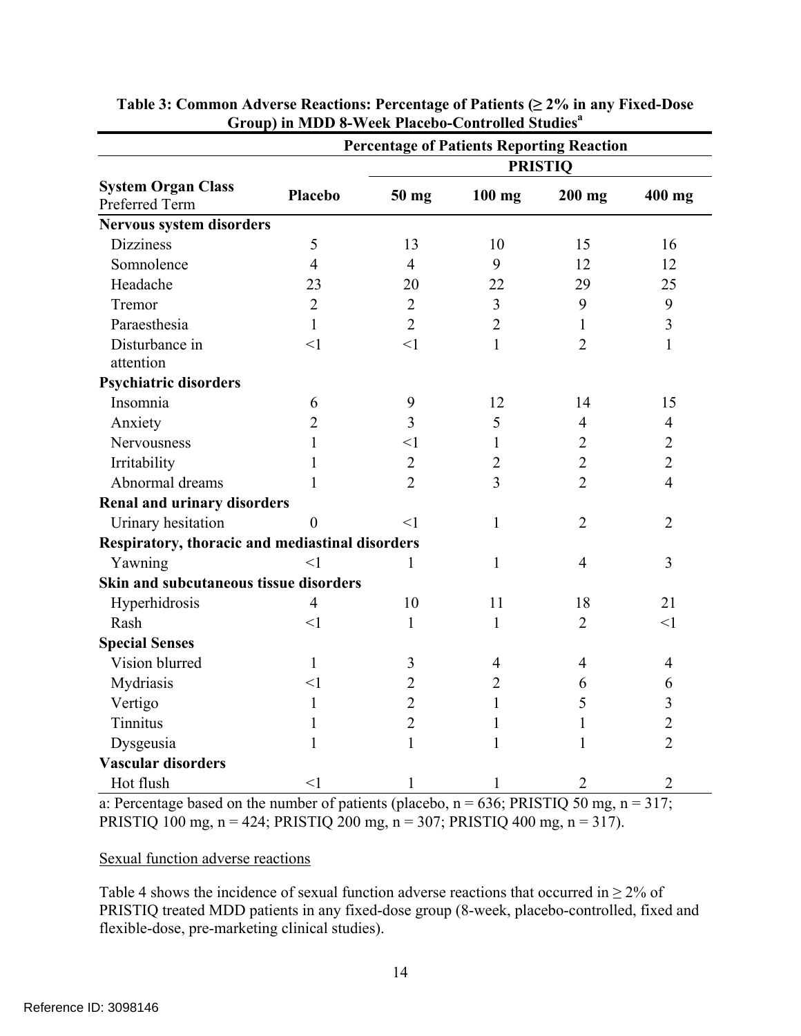**Table 3: Common Adverse Reactions: Percentage of Patients (≥ 2% in any Fixed-Dose Group) in MDD 8-Week Placebo-Controlled Studies[a]**

| | Percentage of Patients Reporting Reaction | | | | |
|---|---|---|---|---|---|
| | | PRISTIQ | | | |
| **System Organ Class** Preferred Term | **Placebo** | **50 mg** | **100 mg** | **200 mg** | **400 mg** |
| **Nervous system disorders** | | | | | |
| Dizziness | 5 | 13 | 10 | 15 | 16 |
| Somnolence | 4 | 4 | 9 | 12 | 12 |
| Headache | 23 | 20 | 22 | 29 | 25 |
| Tremor | 2 | 2 | 3 | 9 | 9 |
| Paraesthesia | 1 | 2 | 2 | 1 | 3 |
| Disturbance in attention | <1 | <1 | 1 | 2 | 1 |
| **Psychiatric disorders** | | | | | |
| Insomnia | 6 | 9 | 12 | 14 | 15 |
| Anxiety | 2 | 3 | 5 | 4 | 4 |
| Nervousness | 1 | <1 | 1 | 2 | 2 |
| Irritability | 1 | 2 | 2 | 2 | 2 |
| Abnormal dreams | 1 | 2 | 3 | 2 | 4 |
| **Renal and urinary disorders** | | | | | |
| Urinary hesitation | 0 | <1 | 1 | 2 | 2 |
| **Respiratory, thoracic and mediastinal disorders** | | | | | |
| Yawning | <1 | 1 | 1 | 4 | 3 |
| **Skin and subcutaneous tissue disorders** | | | | | |
| Hyperhidrosis | 4 | 10 | 11 | 18 | 21 |
| Rash | <1 | 1 | 1 | 2 | <1 |
| **Special Senses** | | | | | |
| Vision blurred | 1 | 3 | 4 | 4 | 4 |
| Mydriasis | <1 | 2 | 2 | 6 | 6 |
| Vertigo | 1 | 2 | 1 | 5 | 3 |
| Tinnitus | 1 | 2 | 1 | 1 | 2 |
| Dysgeusia | 1 | 1 | 1 | 1 | 2 |
| **Vascular disorders** | | | | | |
| Hot flush | <1 | 1 | 1 | 2 | 2 |

a: Percentage based on the number of patients (placebo, n = 636; PRISTIQ 50 mg, n = 317; PRISTIQ 100 mg, n = 424; PRISTIQ 200 mg, n = 307; PRISTIQ 400 mg, n = 317).

Sexual function adverse reactions

Table 4 shows the incidence of sexual function adverse reactions that occurred in ≥ 2% of PRISTIQ treated MDD patients in any fixed-dose group (8-week, placebo-controlled, fixed and flexible-dose, pre-marketing clinical studies).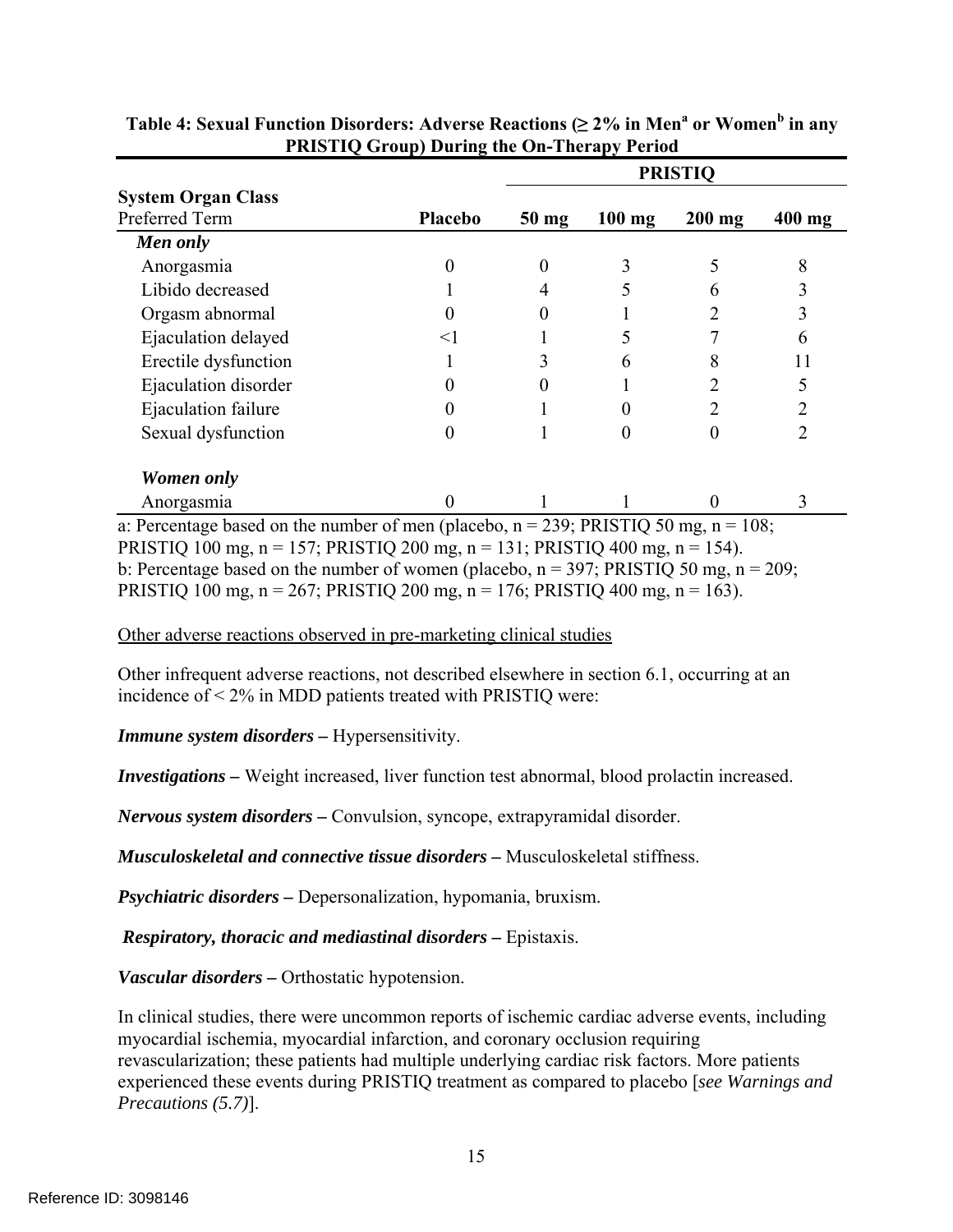**Table 4: Sexual Function Disorders: Adverse Reactions (≥ 2% in Men[a] or Women[b] in any PRISTIQ Group) During the On-Therapy Period**

| System Organ Class | | PRISTIQ | | | |
|---|---|---|---|---|---|
| Preferred Term | Placebo | 50 mg | 100 mg | 200 mg | 400 mg |
| ***Men only*** | | | | | |
| Anorgasmia | 0 | 0 | 3 | 5 | 8 |
| Libido decreased | 1 | 4 | 5 | 6 | 3 |
| Orgasm abnormal | 0 | 0 | 1 | 2 | 3 |
| Ejaculation delayed | <1 | 1 | 5 | 7 | 6 |
| Erectile dysfunction | 1 | 3 | 6 | 8 | 11 |
| Ejaculation disorder | 0 | 0 | 1 | 2 | 5 |
| Ejaculation failure | 0 | 1 | 0 | 2 | 2 |
| Sexual dysfunction | 0 | 1 | 0 | 0 | 2 |
| ***Women only*** | | | | | |
| Anorgasmia | 0 | 1 | 1 | 0 | 3 |

a: Percentage based on the number of men (placebo, n = 239; PRISTIQ 50 mg, n = 108; PRISTIQ 100 mg, n = 157; PRISTIQ 200 mg, n = 131; PRISTIQ 400 mg, n = 154).
b: Percentage based on the number of women (placebo, n = 397; PRISTIQ 50 mg, n = 209; PRISTIQ 100 mg, n = 267; PRISTIQ 200 mg, n = 176; PRISTIQ 400 mg, n = 163).

Other adverse reactions observed in pre-marketing clinical studies

Other infrequent adverse reactions, not described elsewhere in section 6.1, occurring at an incidence of < 2% in MDD patients treated with PRISTIQ were:

***Immune system disorders –*** Hypersensitivity.

***Investigations –*** Weight increased, liver function test abnormal, blood prolactin increased.

***Nervous system disorders –*** Convulsion, syncope, extrapyramidal disorder.

***Musculoskeletal and connective tissue disorders –*** Musculoskeletal stiffness.

***Psychiatric disorders –*** Depersonalization, hypomania, bruxism.

***Respiratory, thoracic and mediastinal disorders –*** Epistaxis.

***Vascular disorders –*** Orthostatic hypotension.

In clinical studies, there were uncommon reports of ischemic cardiac adverse events, including myocardial ischemia, myocardial infarction, and coronary occlusion requiring revascularization; these patients had multiple underlying cardiac risk factors. More patients experienced these events during PRISTIQ treatment as compared to placebo [*see Warnings and Precautions (5.7)*].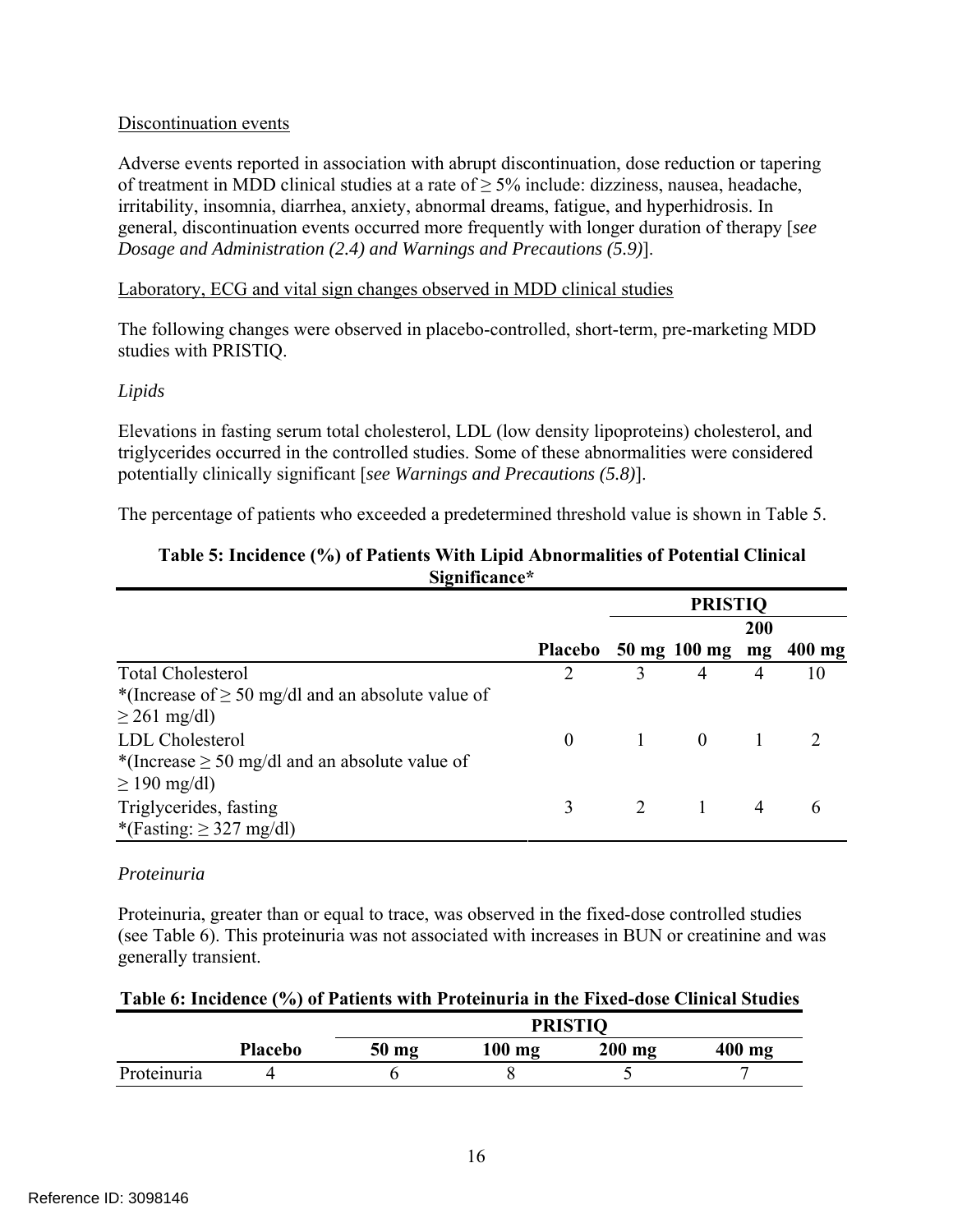Discontinuation events

Adverse events reported in association with abrupt discontinuation, dose reduction or tapering of treatment in MDD clinical studies at a rate of ≥ 5% include: dizziness, nausea, headache, irritability, insomnia, diarrhea, anxiety, abnormal dreams, fatigue, and hyperhidrosis. In general, discontinuation events occurred more frequently with longer duration of therapy [*see Dosage and Administration (2.4) and Warnings and Precautions (5.9)*].

Laboratory, ECG and vital sign changes observed in MDD clinical studies

The following changes were observed in placebo-controlled, short-term, pre-marketing MDD studies with PRISTIQ.

*Lipids*

Elevations in fasting serum total cholesterol, LDL (low density lipoproteins) cholesterol, and triglycerides occurred in the controlled studies. Some of these abnormalities were considered potentially clinically significant [*see Warnings and Precautions (5.8)*].

The percentage of patients who exceeded a predetermined threshold value is shown in Table 5.

**Table 5: Incidence (%) of Patients With Lipid Abnormalities of Potential Clinical Significance***

| | | PRISTIQ | | | |
|---|---|---|---|---|---|
| | **Placebo** | **50 mg** | **100 mg** | **200 mg** | **400 mg** |
| Total Cholesterol *(Increase of ≥ 50 mg/dl and an absolute value of ≥ 261 mg/dl) | 2 | 3 | 4 | 4 | 10 |
| LDL Cholesterol *(Increase ≥ 50 mg/dl and an absolute value of ≥ 190 mg/dl) | 0 | 1 | 0 | 1 | 2 |
| Triglycerides, fasting *(Fasting: ≥ 327 mg/dl) | 3 | 2 | 1 | 4 | 6 |

*Proteinuria*

Proteinuria, greater than or equal to trace, was observed in the fixed-dose controlled studies (see Table 6). This proteinuria was not associated with increases in BUN or creatinine and was generally transient.

**Table 6: Incidence (%) of Patients with Proteinuria in the Fixed-dose Clinical Studies**

| | | PRISTIQ | | | |
|---|---|---|---|---|---|
| | **Placebo** | **50 mg** | **100 mg** | **200 mg** | **400 mg** |
| Proteinuria | 4 | 6 | 8 | 5 | 7 |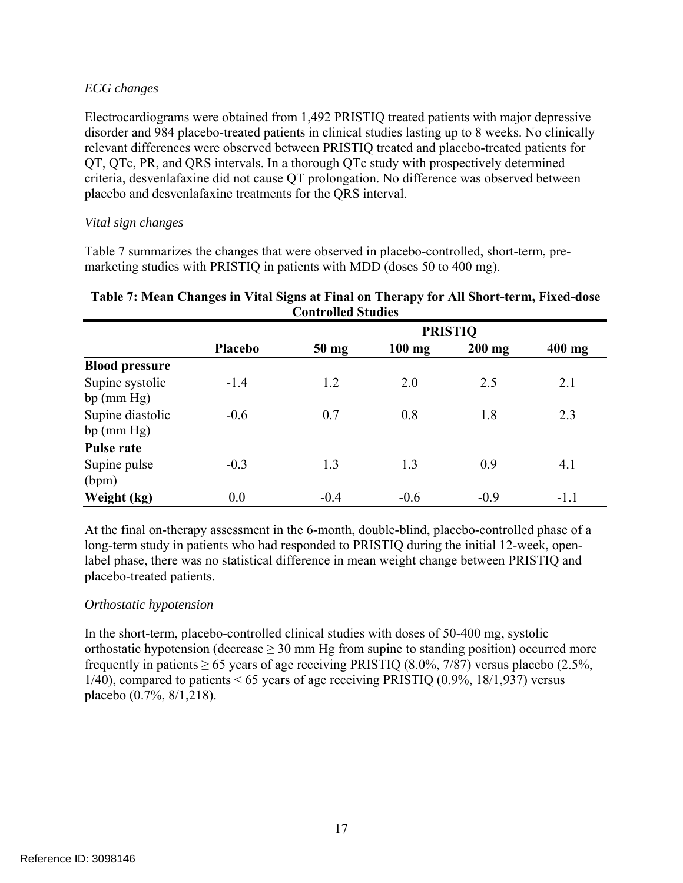*ECG changes*

Electrocardiograms were obtained from 1,492 PRISTIQ treated patients with major depressive disorder and 984 placebo-treated patients in clinical studies lasting up to 8 weeks. No clinically relevant differences were observed between PRISTIQ treated and placebo-treated patients for QT, QTc, PR, and QRS intervals. In a thorough QTc study with prospectively determined criteria, desvenlafaxine did not cause QT prolongation. No difference was observed between placebo and desvenlafaxine treatments for the QRS interval.

*Vital sign changes*

Table 7 summarizes the changes that were observed in placebo-controlled, short-term, pre-marketing studies with PRISTIQ in patients with MDD (doses 50 to 400 mg).

**Table 7: Mean Changes in Vital Signs at Final on Therapy for All Short-term, Fixed-dose Controlled Studies**

| | | PRISTIQ | | | |
|---|---|---|---|---|---|
| | **Placebo** | **50 mg** | **100 mg** | **200 mg** | **400 mg** |
| **Blood pressure** | | | | | |
| Supine systolic bp (mm Hg) | -1.4 | 1.2 | 2.0 | 2.5 | 2.1 |
| Supine diastolic bp (mm Hg) | -0.6 | 0.7 | 0.8 | 1.8 | 2.3 |
| **Pulse rate** | | | | | |
| Supine pulse (bpm) | -0.3 | 1.3 | 1.3 | 0.9 | 4.1 |
| **Weight (kg)** | 0.0 | -0.4 | -0.6 | -0.9 | -1.1 |

At the final on-therapy assessment in the 6-month, double-blind, placebo-controlled phase of a long-term study in patients who had responded to PRISTIQ during the initial 12-week, open-label phase, there was no statistical difference in mean weight change between PRISTIQ and placebo-treated patients.

*Orthostatic hypotension*

In the short-term, placebo-controlled clinical studies with doses of 50-400 mg, systolic orthostatic hypotension (decrease ≥ 30 mm Hg from supine to standing position) occurred more frequently in patients ≥ 65 years of age receiving PRISTIQ (8.0%, 7/87) versus placebo (2.5%, 1/40), compared to patients < 65 years of age receiving PRISTIQ (0.9%, 18/1,937) versus placebo (0.7%, 8/1,218).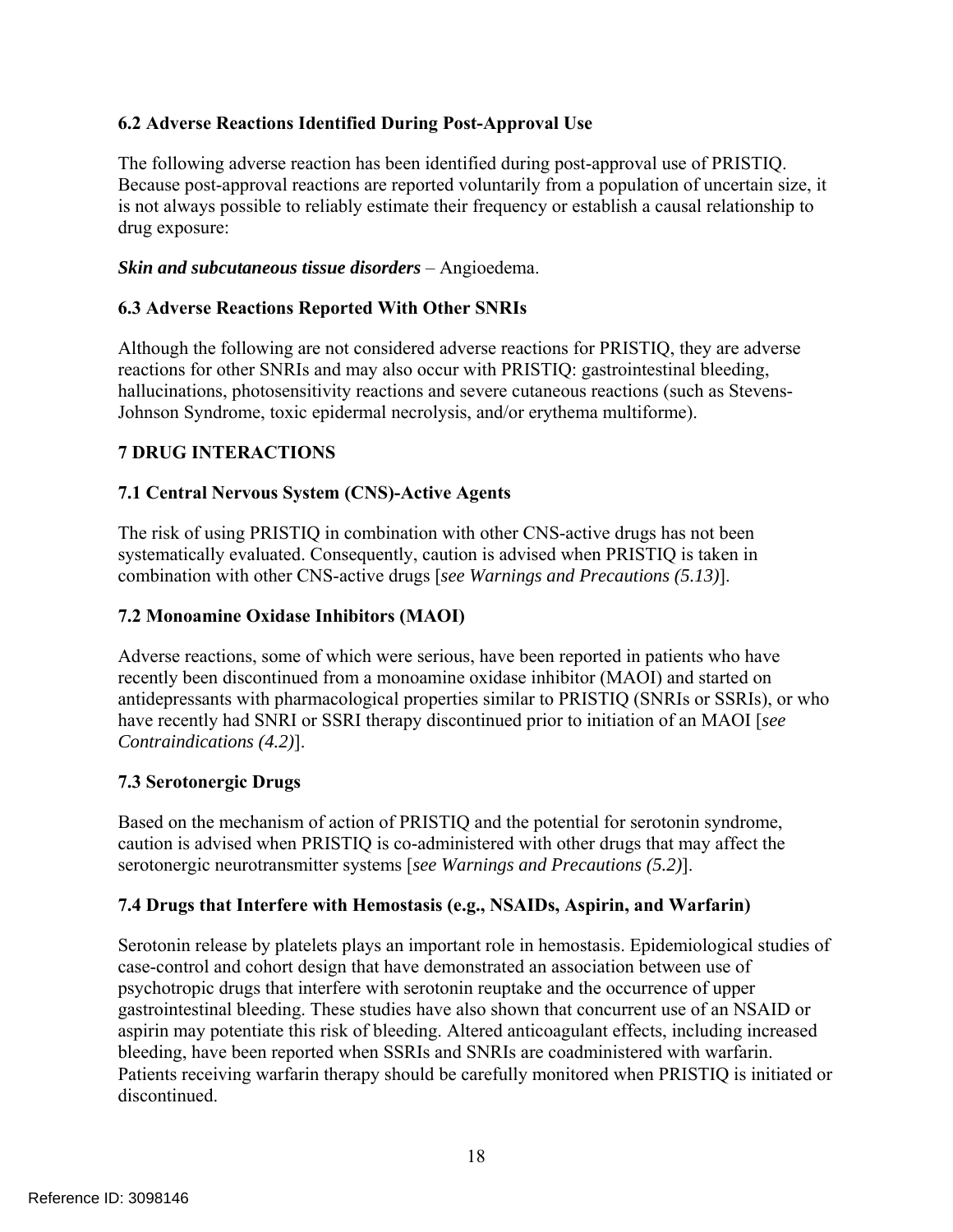### 6.2 Adverse Reactions Identified During Post-Approval Use

The following adverse reaction has been identified during post-approval use of PRISTIQ. Because post-approval reactions are reported voluntarily from a population of uncertain size, it is not always possible to reliably estimate their frequency or establish a causal relationship to drug exposure:

***Skin and subcutaneous tissue disorders*** – Angioedema.

### 6.3 Adverse Reactions Reported With Other SNRIs

Although the following are not considered adverse reactions for PRISTIQ, they are adverse reactions for other SNRIs and may also occur with PRISTIQ: gastrointestinal bleeding, hallucinations, photosensitivity reactions and severe cutaneous reactions (such as Stevens-Johnson Syndrome, toxic epidermal necrolysis, and/or erythema multiforme).

## 7 DRUG INTERACTIONS

### 7.1 Central Nervous System (CNS)-Active Agents

The risk of using PRISTIQ in combination with other CNS-active drugs has not been systematically evaluated. Consequently, caution is advised when PRISTIQ is taken in combination with other CNS-active drugs [*see Warnings and Precautions (5.13)*].

### 7.2 Monoamine Oxidase Inhibitors (MAOI)

Adverse reactions, some of which were serious, have been reported in patients who have recently been discontinued from a monoamine oxidase inhibitor (MAOI) and started on antidepressants with pharmacological properties similar to PRISTIQ (SNRIs or SSRIs), or who have recently had SNRI or SSRI therapy discontinued prior to initiation of an MAOI [*see Contraindications (4.2)*].

### 7.3 Serotonergic Drugs

Based on the mechanism of action of PRISTIQ and the potential for serotonin syndrome, caution is advised when PRISTIQ is co-administered with other drugs that may affect the serotonergic neurotransmitter systems [*see Warnings and Precautions (5.2)*].

### 7.4 Drugs that Interfere with Hemostasis (e.g., NSAIDs, Aspirin, and Warfarin)

Serotonin release by platelets plays an important role in hemostasis. Epidemiological studies of case-control and cohort design that have demonstrated an association between use of psychotropic drugs that interfere with serotonin reuptake and the occurrence of upper gastrointestinal bleeding. These studies have also shown that concurrent use of an NSAID or aspirin may potentiate this risk of bleeding. Altered anticoagulant effects, including increased bleeding, have been reported when SSRIs and SNRIs are coadministered with warfarin. Patients receiving warfarin therapy should be carefully monitored when PRISTIQ is initiated or discontinued.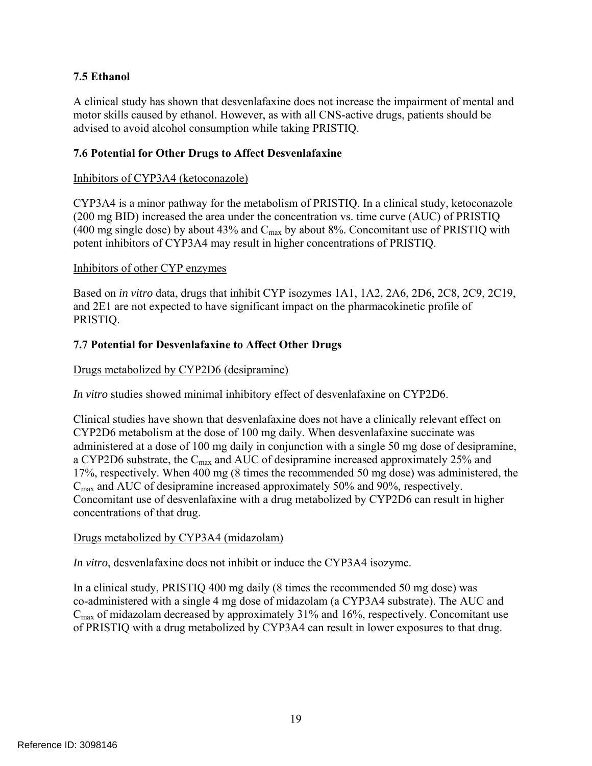### 7.5 Ethanol

A clinical study has shown that desvenlafaxine does not increase the impairment of mental and motor skills caused by ethanol. However, as with all CNS-active drugs, patients should be advised to avoid alcohol consumption while taking PRISTIQ.

### 7.6 Potential for Other Drugs to Affect Desvenlafaxine

<u>Inhibitors of CYP3A4 (ketoconazole)</u>

CYP3A4 is a minor pathway for the metabolism of PRISTIQ. In a clinical study, ketoconazole (200 mg BID) increased the area under the concentration vs. time curve (AUC) of PRISTIQ (400 mg single dose) by about 43% and $C_{max}$ by about 8%. Concomitant use of PRISTIQ with potent inhibitors of CYP3A4 may result in higher concentrations of PRISTIQ.

<u>Inhibitors of other CYP enzymes</u>

Based on *in vitro* data, drugs that inhibit CYP isozymes 1A1, 1A2, 2A6, 2D6, 2C8, 2C9, 2C19, and 2E1 are not expected to have significant impact on the pharmacokinetic profile of PRISTIQ.

### 7.7 Potential for Desvenlafaxine to Affect Other Drugs

<u>Drugs metabolized by CYP2D6 (desipramine)</u>

*In vitro* studies showed minimal inhibitory effect of desvenlafaxine on CYP2D6.

Clinical studies have shown that desvenlafaxine does not have a clinically relevant effect on CYP2D6 metabolism at the dose of 100 mg daily. When desvenlafaxine succinate was administered at a dose of 100 mg daily in conjunction with a single 50 mg dose of desipramine, a CYP2D6 substrate, the $C_{max}$ and AUC of desipramine increased approximately 25% and 17%, respectively. When 400 mg (8 times the recommended 50 mg dose) was administered, the $C_{max}$ and AUC of desipramine increased approximately 50% and 90%, respectively. Concomitant use of desvenlafaxine with a drug metabolized by CYP2D6 can result in higher concentrations of that drug.

<u>Drugs metabolized by CYP3A4 (midazolam)</u>

*In vitro*, desvenlafaxine does not inhibit or induce the CYP3A4 isozyme.

In a clinical study, PRISTIQ 400 mg daily (8 times the recommended 50 mg dose) was co-administered with a single 4 mg dose of midazolam (a CYP3A4 substrate). The AUC and $C_{max}$ of midazolam decreased by approximately 31% and 16%, respectively. Concomitant use of PRISTIQ with a drug metabolized by CYP3A4 can result in lower exposures to that drug.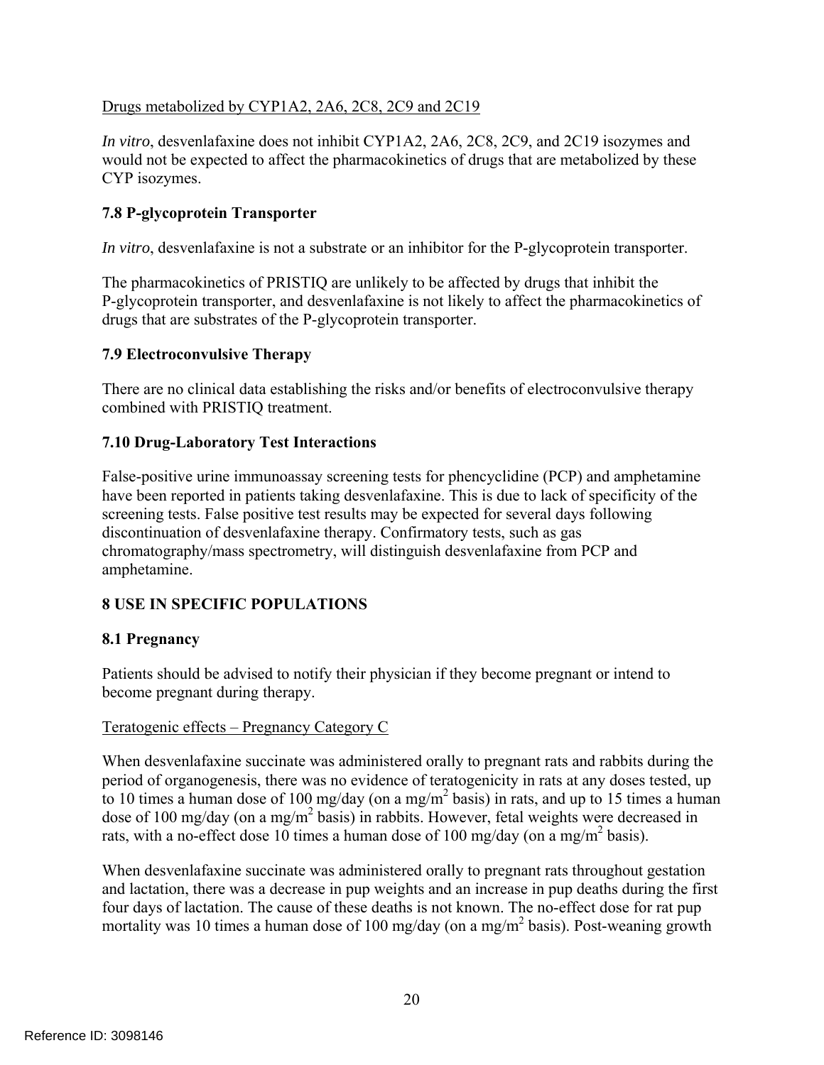Drugs metabolized by CYP1A2, 2A6, 2C8, 2C9 and 2C19

*In vitro*, desvenlafaxine does not inhibit CYP1A2, 2A6, 2C8, 2C9, and 2C19 isozymes and would not be expected to affect the pharmacokinetics of drugs that are metabolized by these CYP isozymes.

### 7.8 P-glycoprotein Transporter

*In vitro*, desvenlafaxine is not a substrate or an inhibitor for the P-glycoprotein transporter.

The pharmacokinetics of PRISTIQ are unlikely to be affected by drugs that inhibit the P-glycoprotein transporter, and desvenlafaxine is not likely to affect the pharmacokinetics of drugs that are substrates of the P-glycoprotein transporter.

### 7.9 Electroconvulsive Therapy

There are no clinical data establishing the risks and/or benefits of electroconvulsive therapy combined with PRISTIQ treatment.

### 7.10 Drug-Laboratory Test Interactions

False-positive urine immunoassay screening tests for phencyclidine (PCP) and amphetamine have been reported in patients taking desvenlafaxine. This is due to lack of specificity of the screening tests. False positive test results may be expected for several days following discontinuation of desvenlafaxine therapy. Confirmatory tests, such as gas chromatography/mass spectrometry, will distinguish desvenlafaxine from PCP and amphetamine.

## 8 USE IN SPECIFIC POPULATIONS

### 8.1 Pregnancy

Patients should be advised to notify their physician if they become pregnant or intend to become pregnant during therapy.

Teratogenic effects – Pregnancy Category C

When desvenlafaxine succinate was administered orally to pregnant rats and rabbits during the period of organogenesis, there was no evidence of teratogenicity in rats at any doses tested, up to 10 times a human dose of 100 mg/day (on a $mg/m^2$ basis) in rats, and up to 15 times a human dose of 100 mg/day (on a $mg/m^2$ basis) in rabbits. However, fetal weights were decreased in rats, with a no-effect dose 10 times a human dose of 100 mg/day (on a $mg/m^2$ basis).

When desvenlafaxine succinate was administered orally to pregnant rats throughout gestation and lactation, there was a decrease in pup weights and an increase in pup deaths during the first four days of lactation. The cause of these deaths is not known. The no-effect dose for rat pup mortality was 10 times a human dose of 100 mg/day (on a $mg/m^2$ basis). Post-weaning growth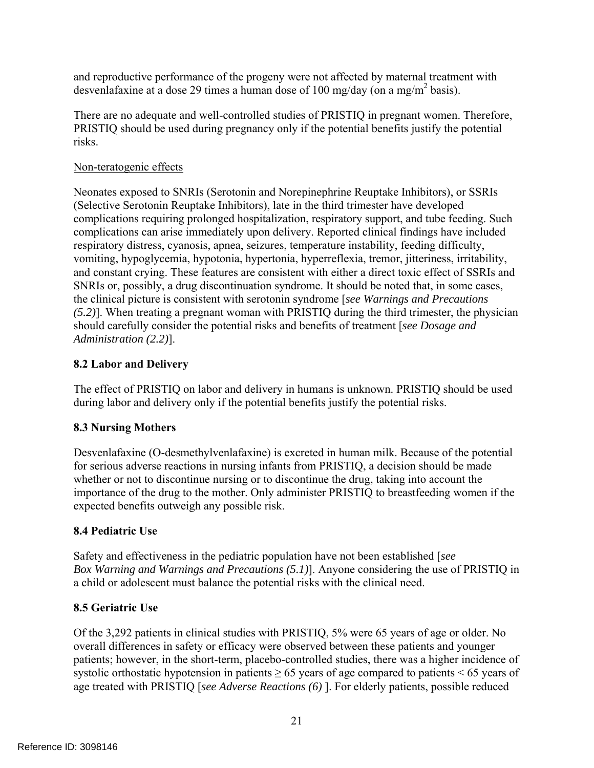and reproductive performance of the progeny were not affected by maternal treatment with desvenlafaxine at a dose 29 times a human dose of 100 mg/day (on a $mg/m^2$ basis).

There are no adequate and well-controlled studies of PRISTIQ in pregnant women. Therefore, PRISTIQ should be used during pregnancy only if the potential benefits justify the potential risks.

Non-teratogenic effects

Neonates exposed to SNRIs (Serotonin and Norepinephrine Reuptake Inhibitors), or SSRIs (Selective Serotonin Reuptake Inhibitors), late in the third trimester have developed complications requiring prolonged hospitalization, respiratory support, and tube feeding. Such complications can arise immediately upon delivery. Reported clinical findings have included respiratory distress, cyanosis, apnea, seizures, temperature instability, feeding difficulty, vomiting, hypoglycemia, hypotonia, hypertonia, hyperreflexia, tremor, jitteriness, irritability, and constant crying. These features are consistent with either a direct toxic effect of SSRIs and SNRIs or, possibly, a drug discontinuation syndrome. It should be noted that, in some cases, the clinical picture is consistent with serotonin syndrome [*see Warnings and Precautions (5.2)*]. When treating a pregnant woman with PRISTIQ during the third trimester, the physician should carefully consider the potential risks and benefits of treatment [*see Dosage and Administration (2.2)*].

### 8.2 Labor and Delivery

The effect of PRISTIQ on labor and delivery in humans is unknown. PRISTIQ should be used during labor and delivery only if the potential benefits justify the potential risks.

### 8.3 Nursing Mothers

Desvenlafaxine (O-desmethylvenlafaxine) is excreted in human milk. Because of the potential for serious adverse reactions in nursing infants from PRISTIQ, a decision should be made whether or not to discontinue nursing or to discontinue the drug, taking into account the importance of the drug to the mother. Only administer PRISTIQ to breastfeeding women if the expected benefits outweigh any possible risk.

### 8.4 Pediatric Use

Safety and effectiveness in the pediatric population have not been established [*see Box Warning and Warnings and Precautions (5.1)*]. Anyone considering the use of PRISTIQ in a child or adolescent must balance the potential risks with the clinical need.

### 8.5 Geriatric Use

Of the 3,292 patients in clinical studies with PRISTIQ, 5% were 65 years of age or older. No overall differences in safety or efficacy were observed between these patients and younger patients; however, in the short-term, placebo-controlled studies, there was a higher incidence of systolic orthostatic hypotension in patients $\geq 65$ years of age compared to patients $< 65$ years of age treated with PRISTIQ [*see Adverse Reactions (6)* ]. For elderly patients, possible reduced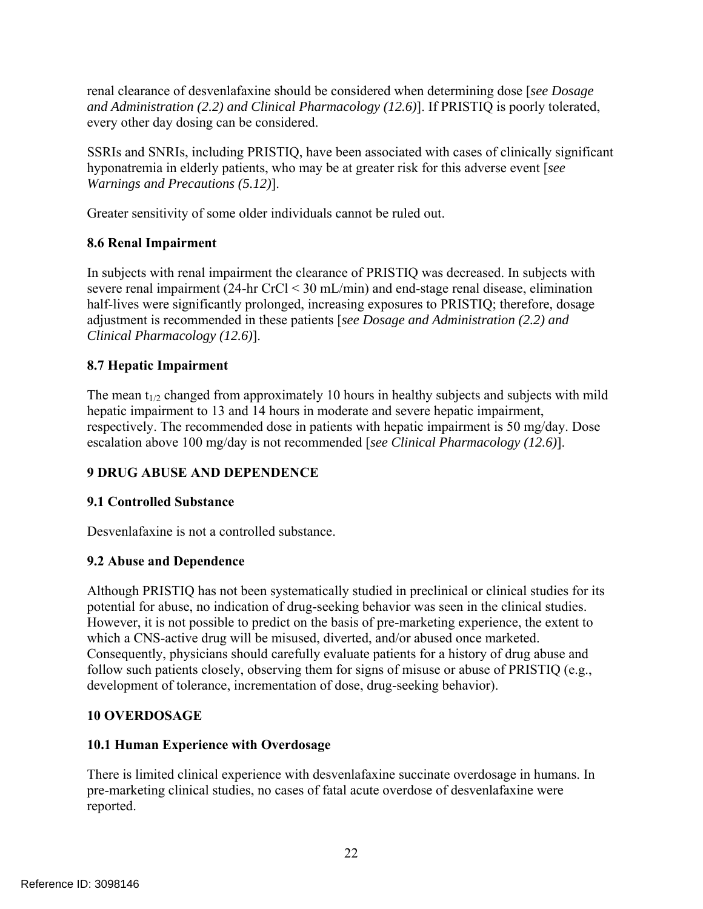renal clearance of desvenlafaxine should be considered when determining dose [*see Dosage and Administration (2.2) and Clinical Pharmacology (12.6)*]. If PRISTIQ is poorly tolerated, every other day dosing can be considered.

SSRIs and SNRIs, including PRISTIQ, have been associated with cases of clinically significant hyponatremia in elderly patients, who may be at greater risk for this adverse event [*see Warnings and Precautions (5.12)*].

Greater sensitivity of some older individuals cannot be ruled out.

### 8.6 Renal Impairment

In subjects with renal impairment the clearance of PRISTIQ was decreased. In subjects with severe renal impairment (24-hr CrCl < 30 mL/min) and end-stage renal disease, elimination half-lives were significantly prolonged, increasing exposures to PRISTIQ; therefore, dosage adjustment is recommended in these patients [*see Dosage and Administration (2.2) and Clinical Pharmacology (12.6)*].

### 8.7 Hepatic Impairment

The mean $t_{1/2}$ changed from approximately 10 hours in healthy subjects and subjects with mild hepatic impairment to 13 and 14 hours in moderate and severe hepatic impairment, respectively. The recommended dose in patients with hepatic impairment is 50 mg/day. Dose escalation above 100 mg/day is not recommended [*see Clinical Pharmacology (12.6)*].

## 9 DRUG ABUSE AND DEPENDENCE

### 9.1 Controlled Substance

Desvenlafaxine is not a controlled substance.

### 9.2 Abuse and Dependence

Although PRISTIQ has not been systematically studied in preclinical or clinical studies for its potential for abuse, no indication of drug-seeking behavior was seen in the clinical studies. However, it is not possible to predict on the basis of pre-marketing experience, the extent to which a CNS-active drug will be misused, diverted, and/or abused once marketed. Consequently, physicians should carefully evaluate patients for a history of drug abuse and follow such patients closely, observing them for signs of misuse or abuse of PRISTIQ (e.g., development of tolerance, incrementation of dose, drug-seeking behavior).

## 10 OVERDOSAGE

### 10.1 Human Experience with Overdosage

There is limited clinical experience with desvenlafaxine succinate overdosage in humans. In pre-marketing clinical studies, no cases of fatal acute overdose of desvenlafaxine were reported.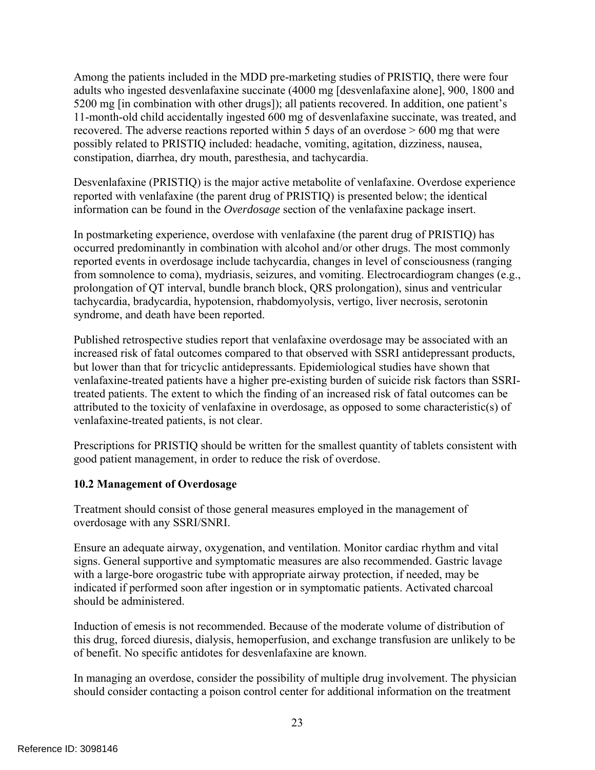Among the patients included in the MDD pre-marketing studies of PRISTIQ, there were four adults who ingested desvenlafaxine succinate (4000 mg [desvenlafaxine alone], 900, 1800 and 5200 mg [in combination with other drugs]); all patients recovered. In addition, one patient's 11-month-old child accidentally ingested 600 mg of desvenlafaxine succinate, was treated, and recovered. The adverse reactions reported within 5 days of an overdose > 600 mg that were possibly related to PRISTIQ included: headache, vomiting, agitation, dizziness, nausea, constipation, diarrhea, dry mouth, paresthesia, and tachycardia.

Desvenlafaxine (PRISTIQ) is the major active metabolite of venlafaxine. Overdose experience reported with venlafaxine (the parent drug of PRISTIQ) is presented below; the identical information can be found in the *Overdosage* section of the venlafaxine package insert.

In postmarketing experience, overdose with venlafaxine (the parent drug of PRISTIQ) has occurred predominantly in combination with alcohol and/or other drugs. The most commonly reported events in overdosage include tachycardia, changes in level of consciousness (ranging from somnolence to coma), mydriasis, seizures, and vomiting. Electrocardiogram changes (e.g., prolongation of QT interval, bundle branch block, QRS prolongation), sinus and ventricular tachycardia, bradycardia, hypotension, rhabdomyolysis, vertigo, liver necrosis, serotonin syndrome, and death have been reported.

Published retrospective studies report that venlafaxine overdosage may be associated with an increased risk of fatal outcomes compared to that observed with SSRI antidepressant products, but lower than that for tricyclic antidepressants. Epidemiological studies have shown that venlafaxine-treated patients have a higher pre-existing burden of suicide risk factors than SSRI-treated patients. The extent to which the finding of an increased risk of fatal outcomes can be attributed to the toxicity of venlafaxine in overdosage, as opposed to some characteristic(s) of venlafaxine-treated patients, is not clear.

Prescriptions for PRISTIQ should be written for the smallest quantity of tablets consistent with good patient management, in order to reduce the risk of overdose.

### 10.2 Management of Overdosage

Treatment should consist of those general measures employed in the management of overdosage with any SSRI/SNRI.

Ensure an adequate airway, oxygenation, and ventilation. Monitor cardiac rhythm and vital signs. General supportive and symptomatic measures are also recommended. Gastric lavage with a large-bore orogastric tube with appropriate airway protection, if needed, may be indicated if performed soon after ingestion or in symptomatic patients. Activated charcoal should be administered.

Induction of emesis is not recommended. Because of the moderate volume of distribution of this drug, forced diuresis, dialysis, hemoperfusion, and exchange transfusion are unlikely to be of benefit. No specific antidotes for desvenlafaxine are known.

In managing an overdose, consider the possibility of multiple drug involvement. The physician should consider contacting a poison control center for additional information on the treatment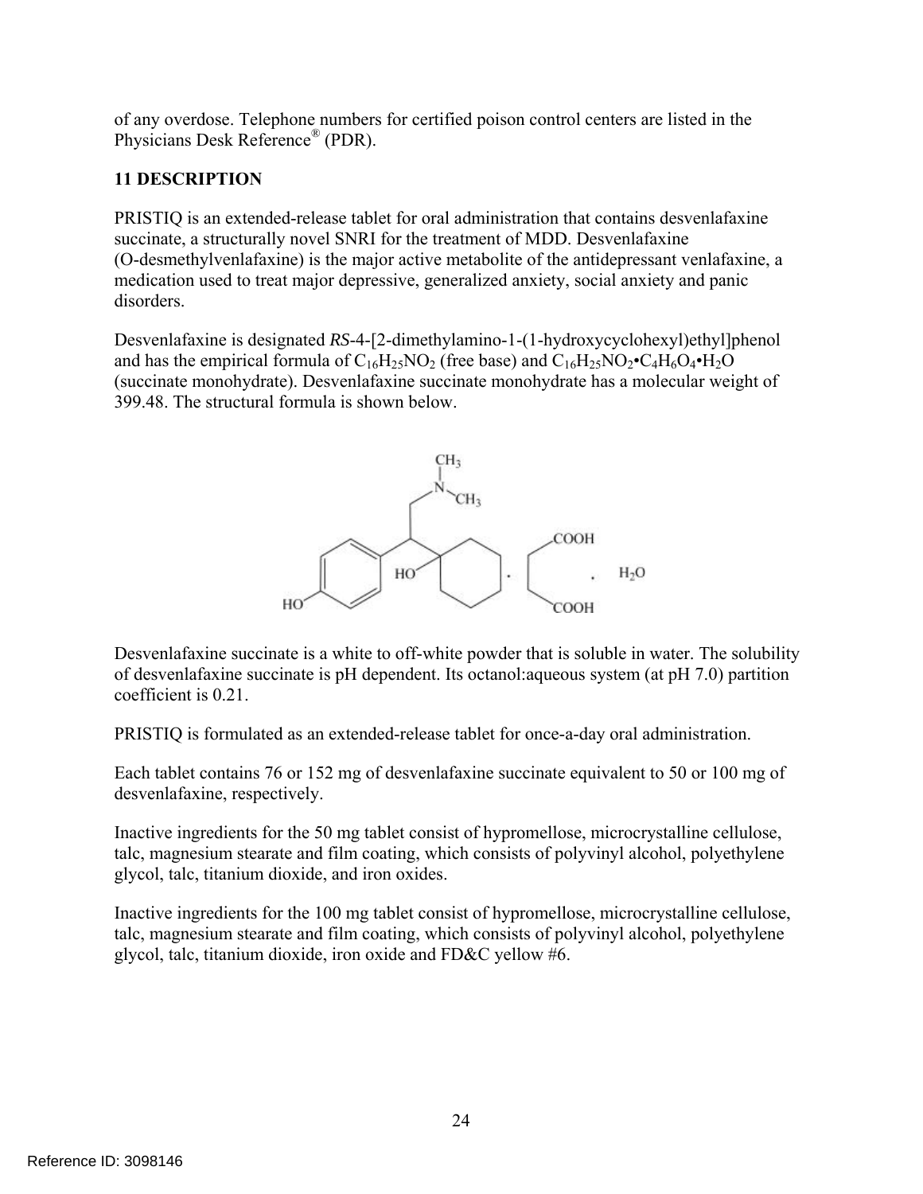of any overdose. Telephone numbers for certified poison control centers are listed in the Physicians Desk Reference® (PDR).

## 11 DESCRIPTION

PRISTIQ is an extended-release tablet for oral administration that contains desvenlafaxine succinate, a structurally novel SNRI for the treatment of MDD. Desvenlafaxine (O-desmethylvenlafaxine) is the major active metabolite of the antidepressant venlafaxine, a medication used to treat major depressive, generalized anxiety, social anxiety and panic disorders.

Desvenlafaxine is designated *RS*-4-[2-dimethylamino-1-(1-hydroxycyclohexyl)ethyl]phenol and has the empirical formula of $C_{16}H_{25}NO_2$ (free base) and $C_{16}H_{25}NO_2 \bullet C_4H_6O_4 \bullet H_2O$ (succinate monohydrate). Desvenlafaxine succinate monohydrate has a molecular weight of 399.48. The structural formula is shown below.

Desvenlafaxine succinate is a white to off-white powder that is soluble in water. The solubility of desvenlafaxine succinate is pH dependent. Its octanol:aqueous system (at pH 7.0) partition coefficient is 0.21.

PRISTIQ is formulated as an extended-release tablet for once-a-day oral administration.

Each tablet contains 76 or 152 mg of desvenlafaxine succinate equivalent to 50 or 100 mg of desvenlafaxine, respectively.

Inactive ingredients for the 50 mg tablet consist of hypromellose, microcrystalline cellulose, talc, magnesium stearate and film coating, which consists of polyvinyl alcohol, polyethylene glycol, talc, titanium dioxide, and iron oxides.

Inactive ingredients for the 100 mg tablet consist of hypromellose, microcrystalline cellulose, talc, magnesium stearate and film coating, which consists of polyvinyl alcohol, polyethylene glycol, talc, titanium dioxide, iron oxide and FD&C yellow #6.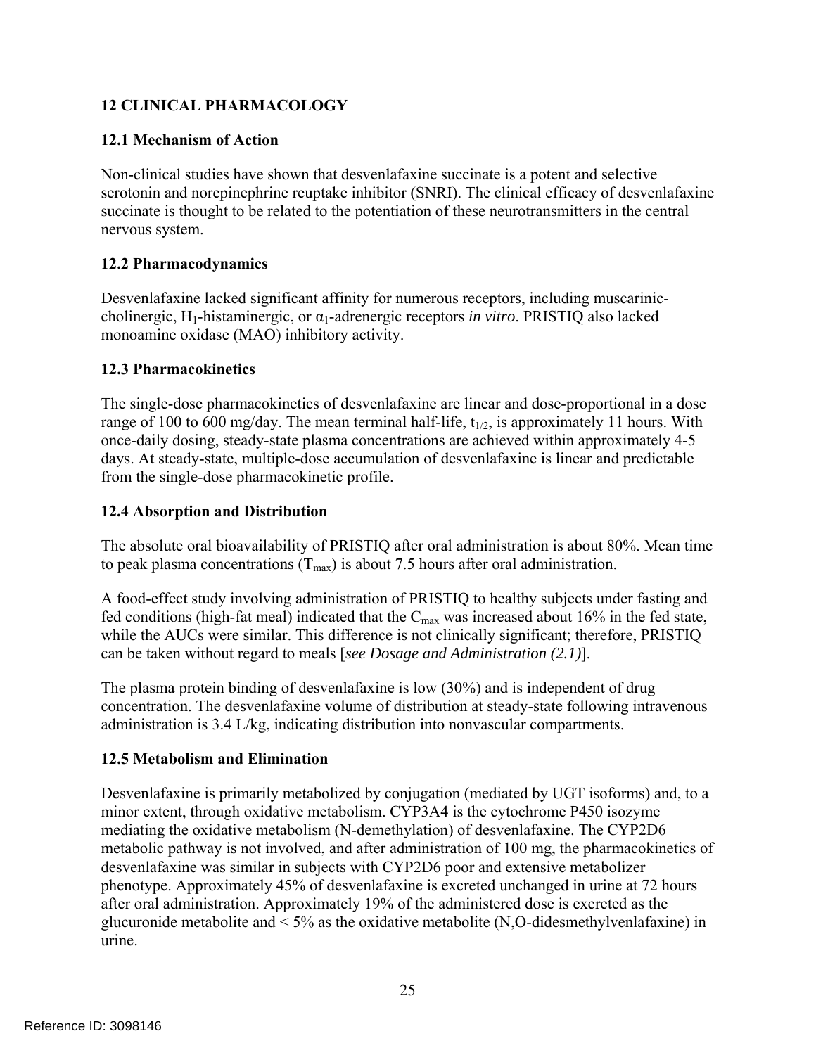## 12 CLINICAL PHARMACOLOGY

### 12.1 Mechanism of Action

Non-clinical studies have shown that desvenlafaxine succinate is a potent and selective serotonin and norepinephrine reuptake inhibitor (SNRI). The clinical efficacy of desvenlafaxine succinate is thought to be related to the potentiation of these neurotransmitters in the central nervous system.

### 12.2 Pharmacodynamics

Desvenlafaxine lacked significant affinity for numerous receptors, including muscarinic-cholinergic, $H_1$-histaminergic, or $\alpha_1$-adrenergic receptors *in vitro*. PRISTIQ also lacked monoamine oxidase (MAO) inhibitory activity.

### 12.3 Pharmacokinetics

The single-dose pharmacokinetics of desvenlafaxine are linear and dose-proportional in a dose range of 100 to 600 mg/day. The mean terminal half-life, $t_{1/2}$, is approximately 11 hours. With once-daily dosing, steady-state plasma concentrations are achieved within approximately 4-5 days. At steady-state, multiple-dose accumulation of desvenlafaxine is linear and predictable from the single-dose pharmacokinetic profile.

### 12.4 Absorption and Distribution

The absolute oral bioavailability of PRISTIQ after oral administration is about 80%. Mean time to peak plasma concentrations ($T_{max}$) is about 7.5 hours after oral administration.

A food-effect study involving administration of PRISTIQ to healthy subjects under fasting and fed conditions (high-fat meal) indicated that the $C_{max}$ was increased about 16% in the fed state, while the AUCs were similar. This difference is not clinically significant; therefore, PRISTIQ can be taken without regard to meals [*see Dosage and Administration (2.1)*].

The plasma protein binding of desvenlafaxine is low (30%) and is independent of drug concentration. The desvenlafaxine volume of distribution at steady-state following intravenous administration is 3.4 L/kg, indicating distribution into nonvascular compartments.

### 12.5 Metabolism and Elimination

Desvenlafaxine is primarily metabolized by conjugation (mediated by UGT isoforms) and, to a minor extent, through oxidative metabolism. CYP3A4 is the cytochrome P450 isozyme mediating the oxidative metabolism (N-demethylation) of desvenlafaxine. The CYP2D6 metabolic pathway is not involved, and after administration of 100 mg, the pharmacokinetics of desvenlafaxine was similar in subjects with CYP2D6 poor and extensive metabolizer phenotype. Approximately 45% of desvenlafaxine is excreted unchanged in urine at 72 hours after oral administration. Approximately 19% of the administered dose is excreted as the glucuronide metabolite and < 5% as the oxidative metabolite (N,O-didesmethylvenlafaxine) in urine.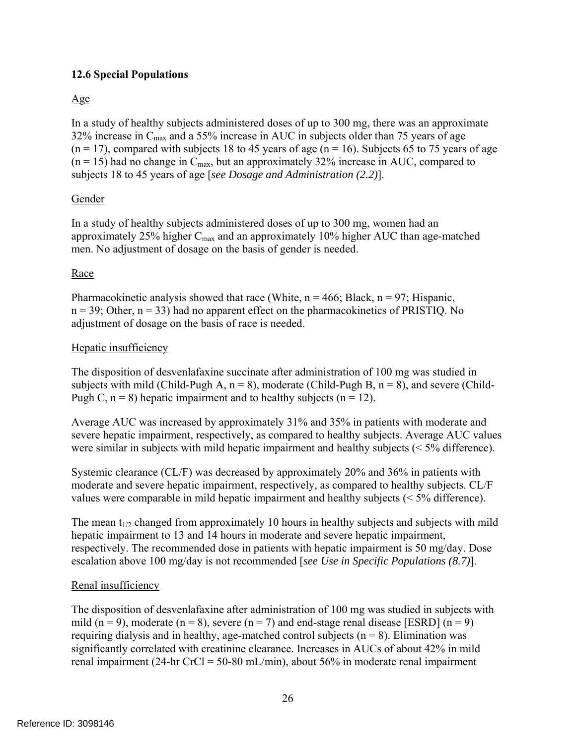### 12.6 Special Populations

Age

In a study of healthy subjects administered doses of up to 300 mg, there was an approximate 32% increase in $C_{max}$ and a 55% increase in AUC in subjects older than 75 years of age ($n = 17$), compared with subjects 18 to 45 years of age ($n = 16$). Subjects 65 to 75 years of age ($n = 15$) had no change in $C_{max}$, but an approximately 32% increase in AUC, compared to subjects 18 to 45 years of age [*see Dosage and Administration (2.2)*].

Gender

In a study of healthy subjects administered doses of up to 300 mg, women had an approximately 25% higher $C_{max}$ and an approximately 10% higher AUC than age-matched men. No adjustment of dosage on the basis of gender is needed.

Race

Pharmacokinetic analysis showed that race (White, $n = 466$; Black, $n = 97$; Hispanic, $n = 39$; Other, $n = 33$) had no apparent effect on the pharmacokinetics of PRISTIQ. No adjustment of dosage on the basis of race is needed.

Hepatic insufficiency

The disposition of desvenlafaxine succinate after administration of 100 mg was studied in subjects with mild (Child-Pugh A, $n = 8$), moderate (Child-Pugh B, $n = 8$), and severe (Child-Pugh C, $n = 8$) hepatic impairment and to healthy subjects ($n = 12$).

Average AUC was increased by approximately 31% and 35% in patients with moderate and severe hepatic impairment, respectively, as compared to healthy subjects. Average AUC values were similar in subjects with mild hepatic impairment and healthy subjects (< 5% difference).

Systemic clearance (CL/F) was decreased by approximately 20% and 36% in patients with moderate and severe hepatic impairment, respectively, as compared to healthy subjects. CL/F values were comparable in mild hepatic impairment and healthy subjects (< 5% difference).

The mean $t_{1/2}$ changed from approximately 10 hours in healthy subjects and subjects with mild hepatic impairment to 13 and 14 hours in moderate and severe hepatic impairment, respectively. The recommended dose in patients with hepatic impairment is 50 mg/day. Dose escalation above 100 mg/day is not recommended [*see Use in Specific Populations (8.7)*].

Renal insufficiency

The disposition of desvenlafaxine after administration of 100 mg was studied in subjects with mild ($n = 9$), moderate ($n = 8$), severe ($n = 7$) and end-stage renal disease [ESRD] ($n = 9$) requiring dialysis and in healthy, age-matched control subjects ($n = 8$). Elimination was significantly correlated with creatinine clearance. Increases in AUCs of about 42% in mild renal impairment (24-hr CrCl = 50-80 mL/min), about 56% in moderate renal impairment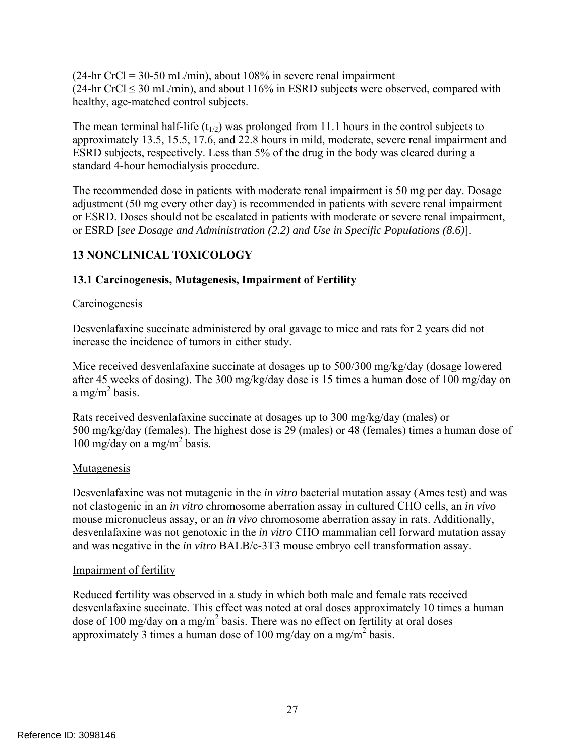(24-hr CrCl = 30-50 mL/min), about 108% in severe renal impairment (24-hr CrCl ≤ 30 mL/min), and about 116% in ESRD subjects were observed, compared with healthy, age-matched control subjects.

The mean terminal half-life ($t_{1/2}$) was prolonged from 11.1 hours in the control subjects to approximately 13.5, 15.5, 17.6, and 22.8 hours in mild, moderate, severe renal impairment and ESRD subjects, respectively. Less than 5% of the drug in the body was cleared during a standard 4-hour hemodialysis procedure.

The recommended dose in patients with moderate renal impairment is 50 mg per day. Dosage adjustment (50 mg every other day) is recommended in patients with severe renal impairment or ESRD. Doses should not be escalated in patients with moderate or severe renal impairment, or ESRD [*see Dosage and Administration (2.2) and Use in Specific Populations (8.6)*].

## 13 NONCLINICAL TOXICOLOGY

### 13.1 Carcinogenesis, Mutagenesis, Impairment of Fertility

Carcinogenesis

Desvenlafaxine succinate administered by oral gavage to mice and rats for 2 years did not increase the incidence of tumors in either study.

Mice received desvenlafaxine succinate at dosages up to 500/300 mg/kg/day (dosage lowered after 45 weeks of dosing). The 300 mg/kg/day dose is 15 times a human dose of 100 mg/day on a $mg/m^2$ basis.

Rats received desvenlafaxine succinate at dosages up to 300 mg/kg/day (males) or 500 mg/kg/day (females). The highest dose is 29 (males) or 48 (females) times a human dose of 100 mg/day on a $mg/m^2$ basis.

Mutagenesis

Desvenlafaxine was not mutagenic in the *in vitro* bacterial mutation assay (Ames test) and was not clastogenic in an *in vitro* chromosome aberration assay in cultured CHO cells, an *in vivo* mouse micronucleus assay, or an *in vivo* chromosome aberration assay in rats. Additionally, desvenlafaxine was not genotoxic in the *in vitro* CHO mammalian cell forward mutation assay and was negative in the *in vitro* BALB/c-3T3 mouse embryo cell transformation assay.

Impairment of fertility

Reduced fertility was observed in a study in which both male and female rats received desvenlafaxine succinate. This effect was noted at oral doses approximately 10 times a human dose of 100 mg/day on a $mg/m^2$ basis. There was no effect on fertility at oral doses approximately 3 times a human dose of 100 mg/day on a $mg/m^2$ basis.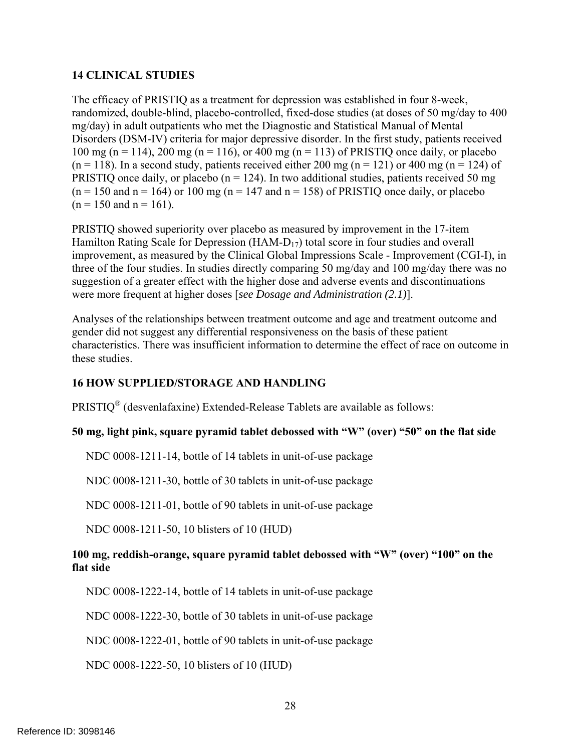## 14 CLINICAL STUDIES

The efficacy of PRISTIQ as a treatment for depression was established in four 8-week, randomized, double-blind, placebo-controlled, fixed-dose studies (at doses of 50 mg/day to 400 mg/day) in adult outpatients who met the Diagnostic and Statistical Manual of Mental Disorders (DSM-IV) criteria for major depressive disorder. In the first study, patients received 100 mg (n = 114), 200 mg (n = 116), or 400 mg (n = 113) of PRISTIQ once daily, or placebo (n = 118). In a second study, patients received either 200 mg (n = 121) or 400 mg (n = 124) of PRISTIQ once daily, or placebo (n = 124). In two additional studies, patients received 50 mg (n = 150 and n = 164) or 100 mg (n = 147 and n = 158) of PRISTIQ once daily, or placebo (n = 150 and n = 161).

PRISTIQ showed superiority over placebo as measured by improvement in the 17-item Hamilton Rating Scale for Depression ($HAM\text{-}D_{17}$) total score in four studies and overall improvement, as measured by the Clinical Global Impressions Scale - Improvement (CGI-I), in three of the four studies. In studies directly comparing 50 mg/day and 100 mg/day there was no suggestion of a greater effect with the higher dose and adverse events and discontinuations were more frequent at higher doses [*see Dosage and Administration (2.1)*].

Analyses of the relationships between treatment outcome and age and treatment outcome and gender did not suggest any differential responsiveness on the basis of these patient characteristics. There was insufficient information to determine the effect of race on outcome in these studies.

## 16 HOW SUPPLIED/STORAGE AND HANDLING

PRISTIQ® (desvenlafaxine) Extended-Release Tablets are available as follows:

**50 mg, light pink, square pyramid tablet debossed with "W" (over) "50" on the flat side**

NDC 0008-1211-14, bottle of 14 tablets in unit-of-use package

NDC 0008-1211-30, bottle of 30 tablets in unit-of-use package

NDC 0008-1211-01, bottle of 90 tablets in unit-of-use package

NDC 0008-1211-50, 10 blisters of 10 (HUD)

**100 mg, reddish-orange, square pyramid tablet debossed with "W" (over) "100" on the flat side**

NDC 0008-1222-14, bottle of 14 tablets in unit-of-use package

NDC 0008-1222-30, bottle of 30 tablets in unit-of-use package

NDC 0008-1222-01, bottle of 90 tablets in unit-of-use package

NDC 0008-1222-50, 10 blisters of 10 (HUD)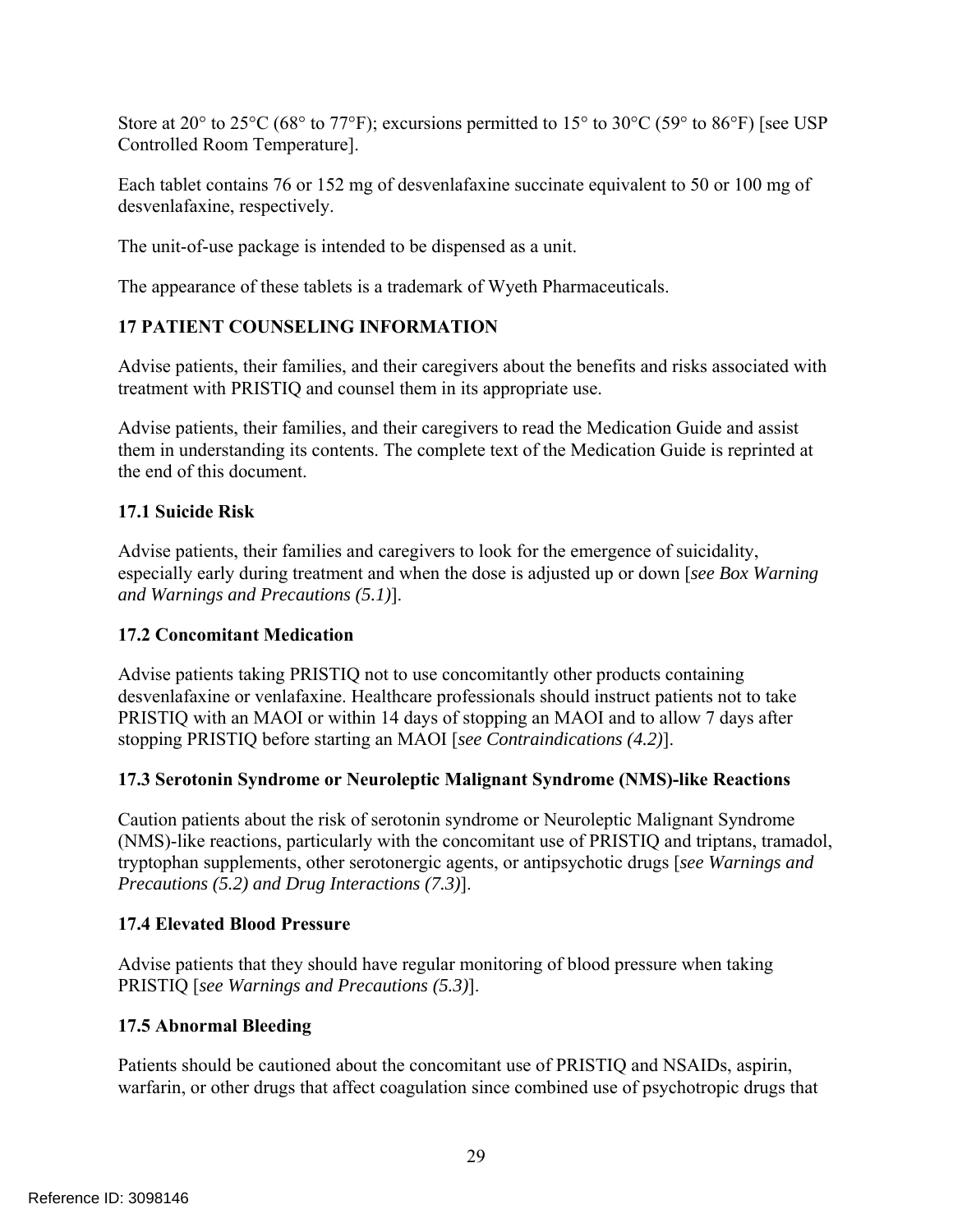Store at 20° to 25°C (68° to 77°F); excursions permitted to 15° to 30°C (59° to 86°F) [see USP Controlled Room Temperature].

Each tablet contains 76 or 152 mg of desvenlafaxine succinate equivalent to 50 or 100 mg of desvenlafaxine, respectively.

The unit-of-use package is intended to be dispensed as a unit.

The appearance of these tablets is a trademark of Wyeth Pharmaceuticals.

## 17 PATIENT COUNSELING INFORMATION

Advise patients, their families, and their caregivers about the benefits and risks associated with treatment with PRISTIQ and counsel them in its appropriate use.

Advise patients, their families, and their caregivers to read the Medication Guide and assist them in understanding its contents. The complete text of the Medication Guide is reprinted at the end of this document.

### 17.1 Suicide Risk

Advise patients, their families and caregivers to look for the emergence of suicidality, especially early during treatment and when the dose is adjusted up or down [*see Box Warning and Warnings and Precautions (5.1)*].

### 17.2 Concomitant Medication

Advise patients taking PRISTIQ not to use concomitantly other products containing desvenlafaxine or venlafaxine. Healthcare professionals should instruct patients not to take PRISTIQ with an MAOI or within 14 days of stopping an MAOI and to allow 7 days after stopping PRISTIQ before starting an MAOI [*see Contraindications (4.2)*].

### 17.3 Serotonin Syndrome or Neuroleptic Malignant Syndrome (NMS)-like Reactions

Caution patients about the risk of serotonin syndrome or Neuroleptic Malignant Syndrome (NMS)-like reactions, particularly with the concomitant use of PRISTIQ and triptans, tramadol, tryptophan supplements, other serotonergic agents, or antipsychotic drugs [*see Warnings and Precautions (5.2) and Drug Interactions (7.3)*].

### 17.4 Elevated Blood Pressure

Advise patients that they should have regular monitoring of blood pressure when taking PRISTIQ [*see Warnings and Precautions (5.3)*].

### 17.5 Abnormal Bleeding

Patients should be cautioned about the concomitant use of PRISTIQ and NSAIDs, aspirin, warfarin, or other drugs that affect coagulation since combined use of psychotropic drugs that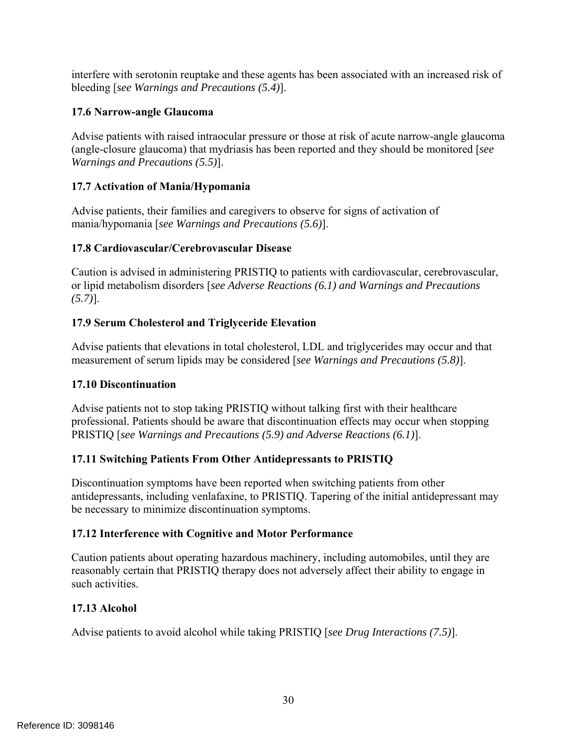interfere with serotonin reuptake and these agents has been associated with an increased risk of bleeding [*see Warnings and Precautions (5.4)*].

### 17.6 Narrow-angle Glaucoma

Advise patients with raised intraocular pressure or those at risk of acute narrow-angle glaucoma (angle-closure glaucoma) that mydriasis has been reported and they should be monitored [*see Warnings and Precautions (5.5)*].

### 17.7 Activation of Mania/Hypomania

Advise patients, their families and caregivers to observe for signs of activation of mania/hypomania [*see Warnings and Precautions (5.6)*].

### 17.8 Cardiovascular/Cerebrovascular Disease

Caution is advised in administering PRISTIQ to patients with cardiovascular, cerebrovascular, or lipid metabolism disorders [*see Adverse Reactions (6.1) and Warnings and Precautions (5.7)*].

### 17.9 Serum Cholesterol and Triglyceride Elevation

Advise patients that elevations in total cholesterol, LDL and triglycerides may occur and that measurement of serum lipids may be considered [*see Warnings and Precautions (5.8)*].

### 17.10 Discontinuation

Advise patients not to stop taking PRISTIQ without talking first with their healthcare professional. Patients should be aware that discontinuation effects may occur when stopping PRISTIQ [*see Warnings and Precautions (5.9) and Adverse Reactions (6.1)*].

### 17.11 Switching Patients From Other Antidepressants to PRISTIQ

Discontinuation symptoms have been reported when switching patients from other antidepressants, including venlafaxine, to PRISTIQ. Tapering of the initial antidepressant may be necessary to minimize discontinuation symptoms.

### 17.12 Interference with Cognitive and Motor Performance

Caution patients about operating hazardous machinery, including automobiles, until they are reasonably certain that PRISTIQ therapy does not adversely affect their ability to engage in such activities.

### 17.13 Alcohol

Advise patients to avoid alcohol while taking PRISTIQ [*see Drug Interactions (7.5)*].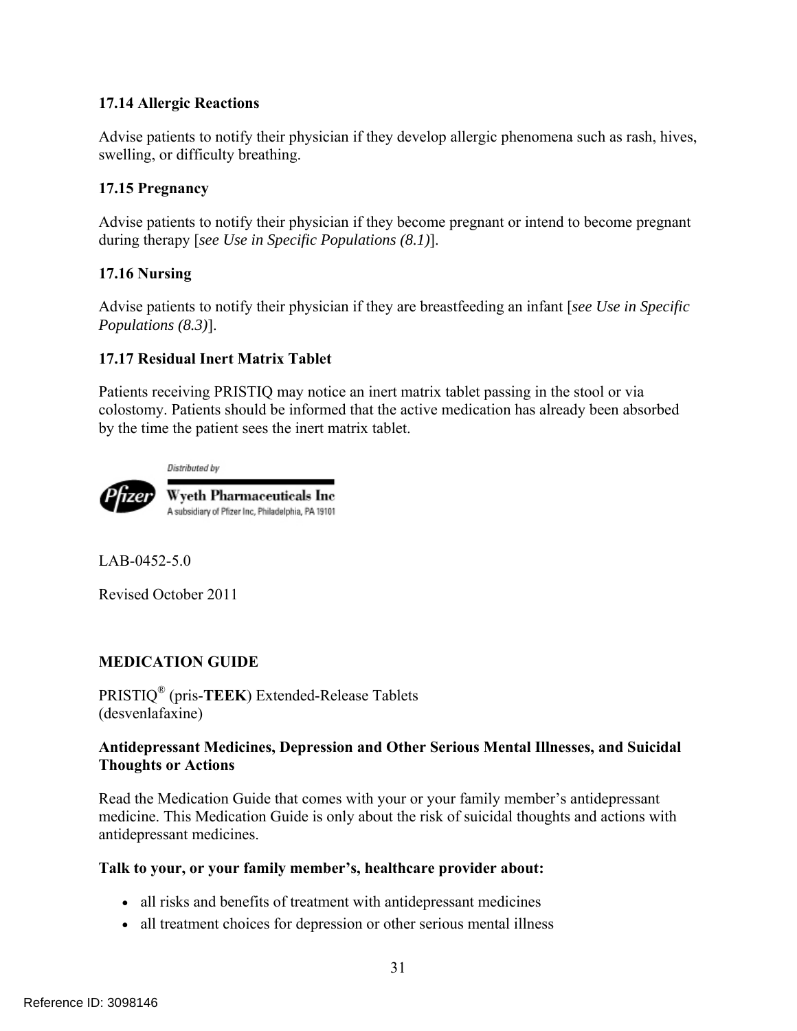### 17.14 Allergic Reactions

Advise patients to notify their physician if they develop allergic phenomena such as rash, hives, swelling, or difficulty breathing.

### 17.15 Pregnancy

Advise patients to notify their physician if they become pregnant or intend to become pregnant during therapy [*see Use in Specific Populations (8.1)*].

### 17.16 Nursing

Advise patients to notify their physician if they are breastfeeding an infant [*see Use in Specific Populations (8.3)*].

### 17.17 Residual Inert Matrix Tablet

Patients receiving PRISTIQ may notice an inert matrix tablet passing in the stool or via colostomy. Patients should be informed that the active medication has already been absorbed by the time the patient sees the inert matrix tablet.

*Distributed by*

Pfizer

**Wyeth Pharmaceuticals Inc**
A subsidiary of Pfizer Inc, Philadelphia, PA 19101

LAB-0452-5.0

Revised October 2011

## MEDICATION GUIDE

PRISTIQ® (pris-**TEEK**) Extended-Release Tablets
(desvenlafaxine)

**Antidepressant Medicines, Depression and Other Serious Mental Illnesses, and Suicidal Thoughts or Actions**

Read the Medication Guide that comes with your or your family member's antidepressant medicine. This Medication Guide is only about the risk of suicidal thoughts and actions with antidepressant medicines.

**Talk to your, or your family member's, healthcare provider about:**

- all risks and benefits of treatment with antidepressant medicines
- all treatment choices for depression or other serious mental illness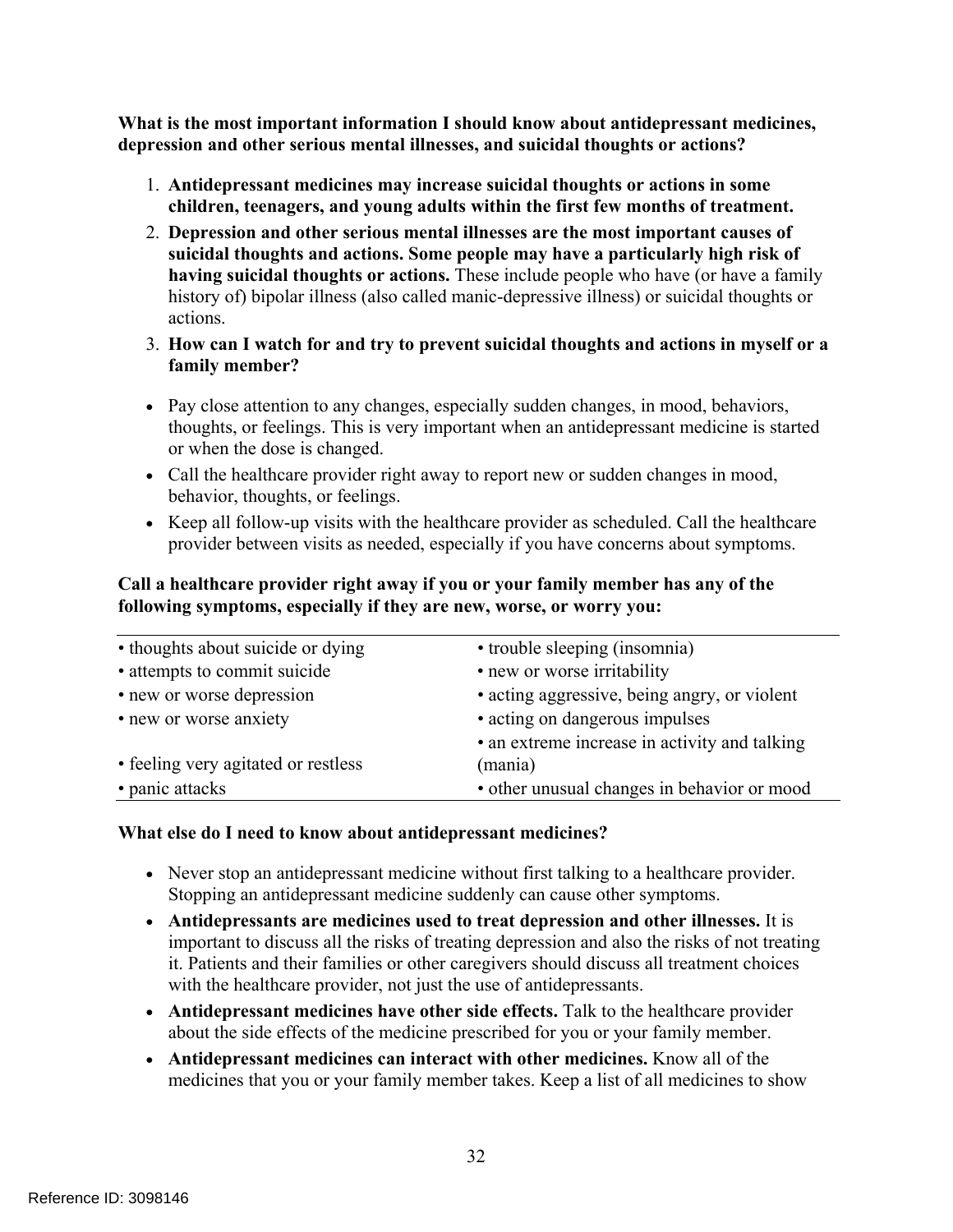**What is the most important information I should know about antidepressant medicines, depression and other serious mental illnesses, and suicidal thoughts or actions?**

1. **Antidepressant medicines may increase suicidal thoughts or actions in some children, teenagers, and young adults within the first few months of treatment.**
2. **Depression and other serious mental illnesses are the most important causes of suicidal thoughts and actions. Some people may have a particularly high risk of having suicidal thoughts or actions.** These include people who have (or have a family history of) bipolar illness (also called manic-depressive illness) or suicidal thoughts or actions.
3. **How can I watch for and try to prevent suicidal thoughts and actions in myself or a family member?**

- Pay close attention to any changes, especially sudden changes, in mood, behaviors, thoughts, or feelings. This is very important when an antidepressant medicine is started or when the dose is changed.
- Call the healthcare provider right away to report new or sudden changes in mood, behavior, thoughts, or feelings.
- Keep all follow-up visits with the healthcare provider as scheduled. Call the healthcare provider between visits as needed, especially if you have concerns about symptoms.

**Call a healthcare provider right away if you or your family member has any of the following symptoms, especially if they are new, worse, or worry you:**

| | |
|---|---|
| • thoughts about suicide or dying | • trouble sleeping (insomnia) |
| • attempts to commit suicide | • new or worse irritability |
| • new or worse depression | • acting aggressive, being angry, or violent |
| • new or worse anxiety | • acting on dangerous impulses |
| • feeling very agitated or restless | • an extreme increase in activity and talking (mania) |
| • panic attacks | • other unusual changes in behavior or mood |

**What else do I need to know about antidepressant medicines?**

- Never stop an antidepressant medicine without first talking to a healthcare provider. Stopping an antidepressant medicine suddenly can cause other symptoms.
- **Antidepressants are medicines used to treat depression and other illnesses.** It is important to discuss all the risks of treating depression and also the risks of not treating it. Patients and their families or other caregivers should discuss all treatment choices with the healthcare provider, not just the use of antidepressants.
- **Antidepressant medicines have other side effects.** Talk to the healthcare provider about the side effects of the medicine prescribed for you or your family member.
- **Antidepressant medicines can interact with other medicines.** Know all of the medicines that you or your family member takes. Keep a list of all medicines to show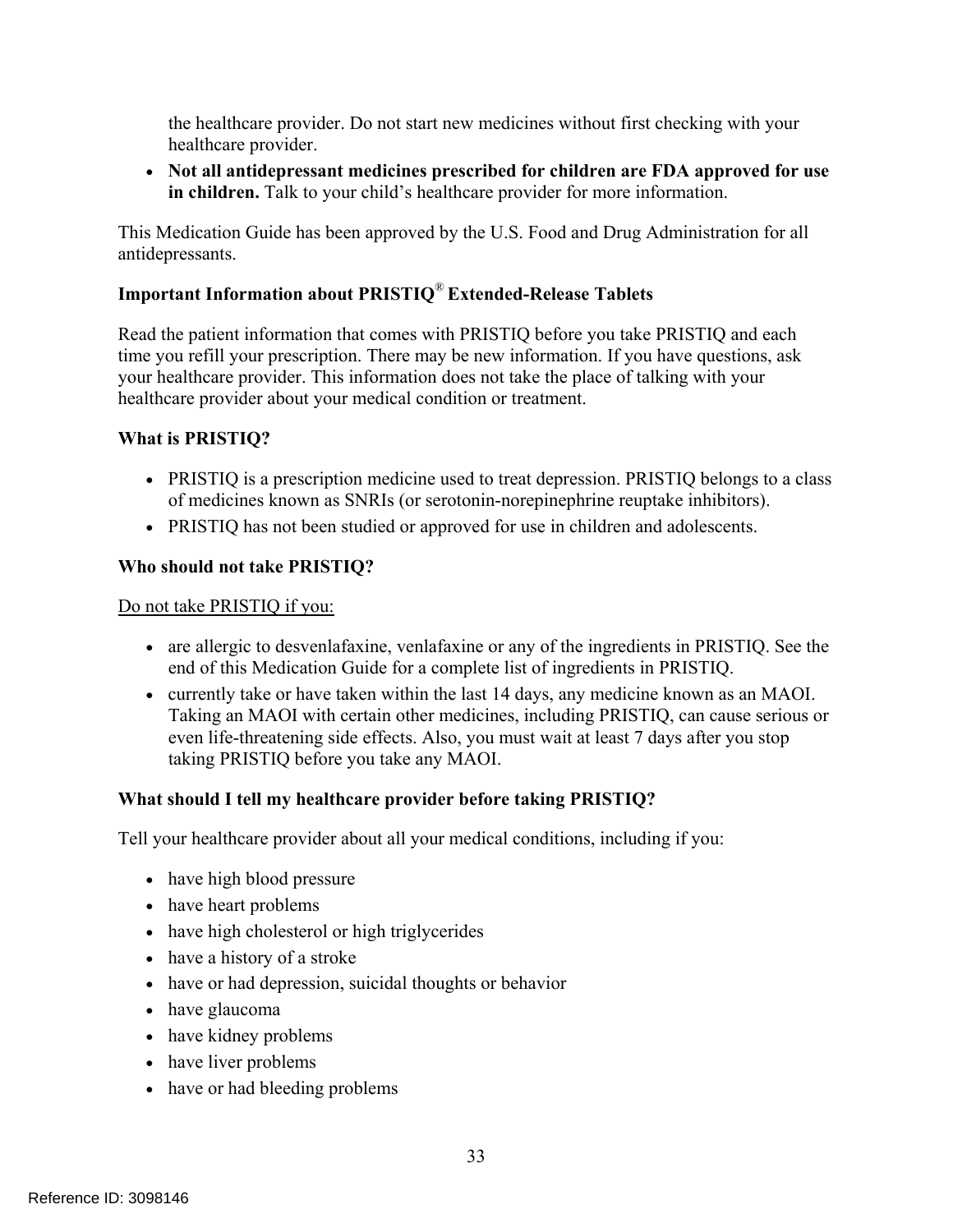the healthcare provider. Do not start new medicines without first checking with your healthcare provider.

- **Not all antidepressant medicines prescribed for children are FDA approved for use in children.** Talk to your child's healthcare provider for more information.

This Medication Guide has been approved by the U.S. Food and Drug Administration for all antidepressants.

**Important Information about PRISTIQ® Extended-Release Tablets**

Read the patient information that comes with PRISTIQ before you take PRISTIQ and each time you refill your prescription. There may be new information. If you have questions, ask your healthcare provider. This information does not take the place of talking with your healthcare provider about your medical condition or treatment.

**What is PRISTIQ?**

- PRISTIQ is a prescription medicine used to treat depression. PRISTIQ belongs to a class of medicines known as SNRIs (or serotonin-norepinephrine reuptake inhibitors).
- PRISTIQ has not been studied or approved for use in children and adolescents.

**Who should not take PRISTIQ?**

<u>Do not take PRISTIQ if you:</u>

- are allergic to desvenlafaxine, venlafaxine or any of the ingredients in PRISTIQ. See the end of this Medication Guide for a complete list of ingredients in PRISTIQ.
- currently take or have taken within the last 14 days, any medicine known as an MAOI. Taking an MAOI with certain other medicines, including PRISTIQ, can cause serious or even life-threatening side effects. Also, you must wait at least 7 days after you stop taking PRISTIQ before you take any MAOI.

**What should I tell my healthcare provider before taking PRISTIQ?**

Tell your healthcare provider about all your medical conditions, including if you:

- have high blood pressure
- have heart problems
- have high cholesterol or high triglycerides
- have a history of a stroke
- have or had depression, suicidal thoughts or behavior
- have glaucoma
- have kidney problems
- have liver problems
- have or had bleeding problems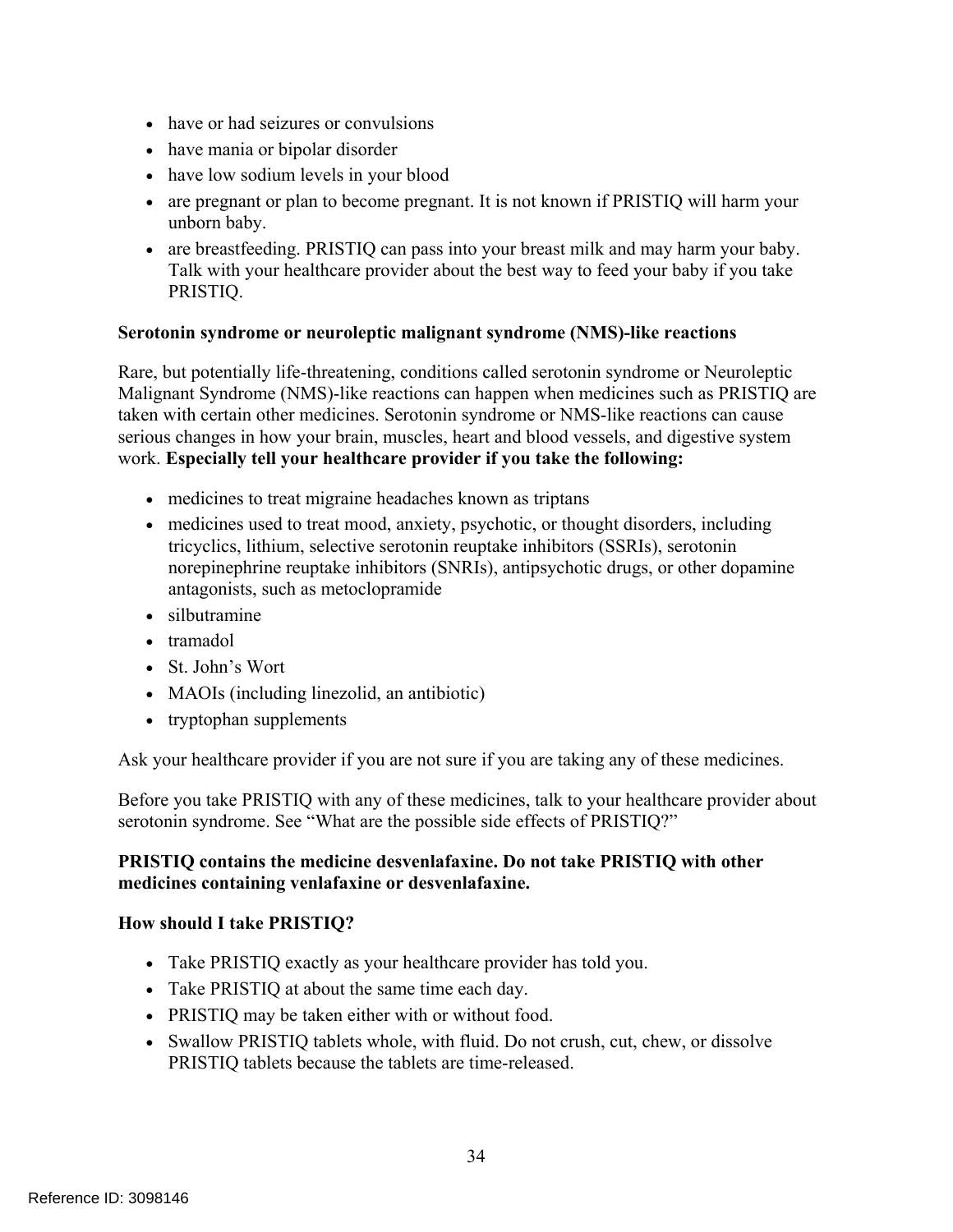- have or had seizures or convulsions
- have mania or bipolar disorder
- have low sodium levels in your blood
- are pregnant or plan to become pregnant. It is not known if PRISTIQ will harm your unborn baby.
- are breastfeeding. PRISTIQ can pass into your breast milk and may harm your baby. Talk with your healthcare provider about the best way to feed your baby if you take PRISTIQ.

**Serotonin syndrome or neuroleptic malignant syndrome (NMS)-like reactions**

Rare, but potentially life-threatening, conditions called serotonin syndrome or Neuroleptic Malignant Syndrome (NMS)-like reactions can happen when medicines such as PRISTIQ are taken with certain other medicines. Serotonin syndrome or NMS-like reactions can cause serious changes in how your brain, muscles, heart and blood vessels, and digestive system work. **Especially tell your healthcare provider if you take the following:**

- medicines to treat migraine headaches known as triptans
- medicines used to treat mood, anxiety, psychotic, or thought disorders, including tricyclics, lithium, selective serotonin reuptake inhibitors (SSRIs), serotonin norepinephrine reuptake inhibitors (SNRIs), antipsychotic drugs, or other dopamine antagonists, such as metoclopramide
- silbutramine
- tramadol
- St. John's Wort
- MAOIs (including linezolid, an antibiotic)
- tryptophan supplements

Ask your healthcare provider if you are not sure if you are taking any of these medicines.

Before you take PRISTIQ with any of these medicines, talk to your healthcare provider about serotonin syndrome. See "What are the possible side effects of PRISTIQ?"

**PRISTIQ contains the medicine desvenlafaxine. Do not take PRISTIQ with other medicines containing venlafaxine or desvenlafaxine.**

**How should I take PRISTIQ?**

- Take PRISTIQ exactly as your healthcare provider has told you.
- Take PRISTIQ at about the same time each day.
- PRISTIQ may be taken either with or without food.
- Swallow PRISTIQ tablets whole, with fluid. Do not crush, cut, chew, or dissolve PRISTIQ tablets because the tablets are time-released.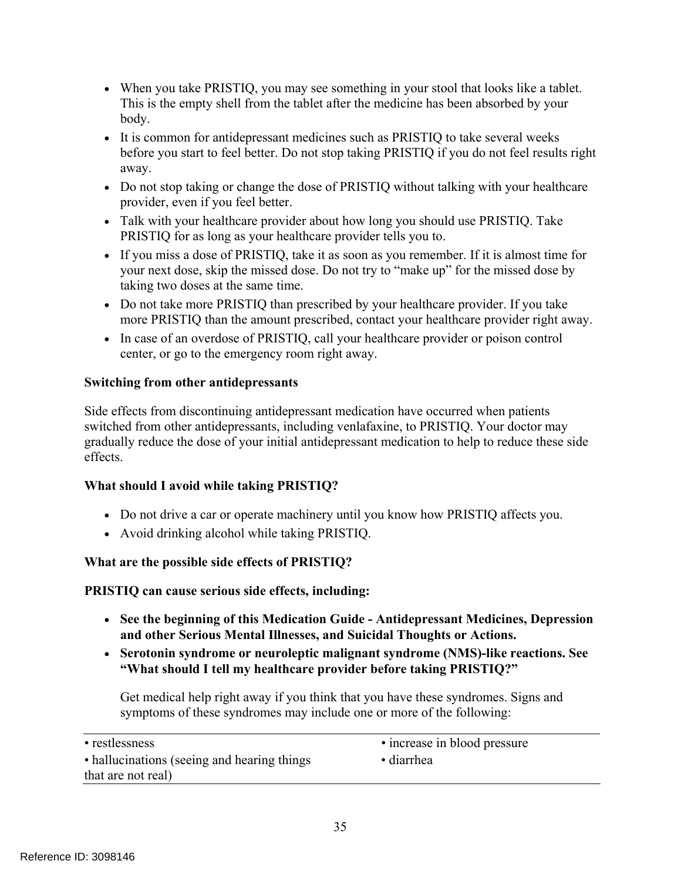- When you take PRISTIQ, you may see something in your stool that looks like a tablet. This is the empty shell from the tablet after the medicine has been absorbed by your body.
- It is common for antidepressant medicines such as PRISTIQ to take several weeks before you start to feel better. Do not stop taking PRISTIQ if you do not feel results right away.
- Do not stop taking or change the dose of PRISTIQ without talking with your healthcare provider, even if you feel better.
- Talk with your healthcare provider about how long you should use PRISTIQ. Take PRISTIQ for as long as your healthcare provider tells you to.
- If you miss a dose of PRISTIQ, take it as soon as you remember. If it is almost time for your next dose, skip the missed dose. Do not try to "make up" for the missed dose by taking two doses at the same time.
- Do not take more PRISTIQ than prescribed by your healthcare provider. If you take more PRISTIQ than the amount prescribed, contact your healthcare provider right away.
- In case of an overdose of PRISTIQ, call your healthcare provider or poison control center, or go to the emergency room right away.

**Switching from other antidepressants**

Side effects from discontinuing antidepressant medication have occurred when patients switched from other antidepressants, including venlafaxine, to PRISTIQ. Your doctor may gradually reduce the dose of your initial antidepressant medication to help to reduce these side effects.

**What should I avoid while taking PRISTIQ?**

- Do not drive a car or operate machinery until you know how PRISTIQ affects you.
- Avoid drinking alcohol while taking PRISTIQ.

**What are the possible side effects of PRISTIQ?**

**PRISTIQ can cause serious side effects, including:**

- **See the beginning of this Medication Guide - Antidepressant Medicines, Depression and other Serious Mental Illnesses, and Suicidal Thoughts or Actions.**
- **Serotonin syndrome or neuroleptic malignant syndrome (NMS)-like reactions. See "What should I tell my healthcare provider before taking PRISTIQ?"**

  Get medical help right away if you think that you have these syndromes. Signs and symptoms of these syndromes may include one or more of the following:

| | |
|---|---|
| • restlessness | • increase in blood pressure |
| • hallucinations (seeing and hearing things that are not real) | • diarrhea |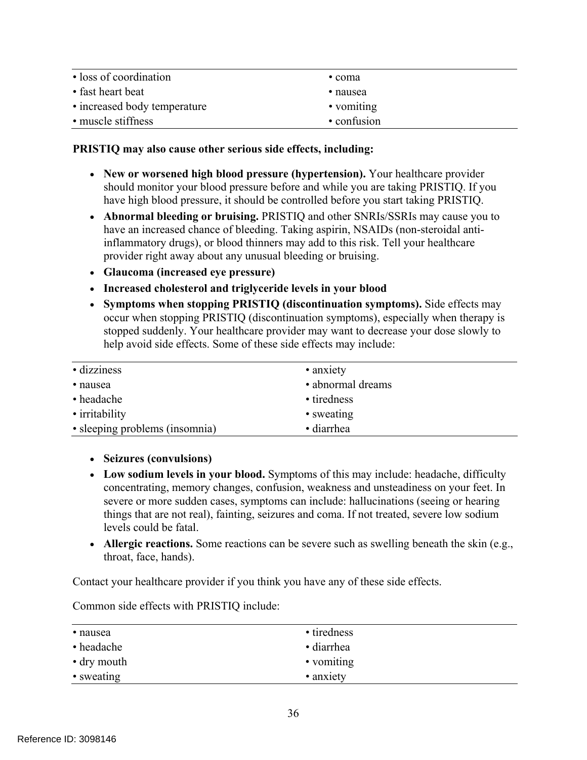| | |
|---|---|
| • loss of coordination | • coma |
| • fast heart beat | • nausea |
| • increased body temperature | • vomiting |
| • muscle stiffness | • confusion |

**PRISTIQ may also cause other serious side effects, including:**

- **New or worsened high blood pressure (hypertension).** Your healthcare provider should monitor your blood pressure before and while you are taking PRISTIQ. If you have high blood pressure, it should be controlled before you start taking PRISTIQ.
- **Abnormal bleeding or bruising.** PRISTIQ and other SNRIs/SSRIs may cause you to have an increased chance of bleeding. Taking aspirin, NSAIDs (non-steroidal anti-inflammatory drugs), or blood thinners may add to this risk. Tell your healthcare provider right away about any unusual bleeding or bruising.
- **Glaucoma (increased eye pressure)**
- **Increased cholesterol and triglyceride levels in your blood**
- **Symptoms when stopping PRISTIQ (discontinuation symptoms).** Side effects may occur when stopping PRISTIQ (discontinuation symptoms), especially when therapy is stopped suddenly. Your healthcare provider may want to decrease your dose slowly to help avoid side effects. Some of these side effects may include:

| | |
|---|---|
| • dizziness | • anxiety |
| • nausea | • abnormal dreams |
| • headache | • tiredness |
| • irritability | • sweating |
| • sleeping problems (insomnia) | • diarrhea |

- **Seizures (convulsions)**
- **Low sodium levels in your blood.** Symptoms of this may include: headache, difficulty concentrating, memory changes, confusion, weakness and unsteadiness on your feet. In severe or more sudden cases, symptoms can include: hallucinations (seeing or hearing things that are not real), fainting, seizures and coma. If not treated, severe low sodium levels could be fatal.
- **Allergic reactions.** Some reactions can be severe such as swelling beneath the skin (e.g., throat, face, hands).

Contact your healthcare provider if you think you have any of these side effects.

Common side effects with PRISTIQ include:

| | |
|---|---|
| • nausea | • tiredness |
| • headache | • diarrhea |
| • dry mouth | • vomiting |
| • sweating | • anxiety |

Reference ID: 3098146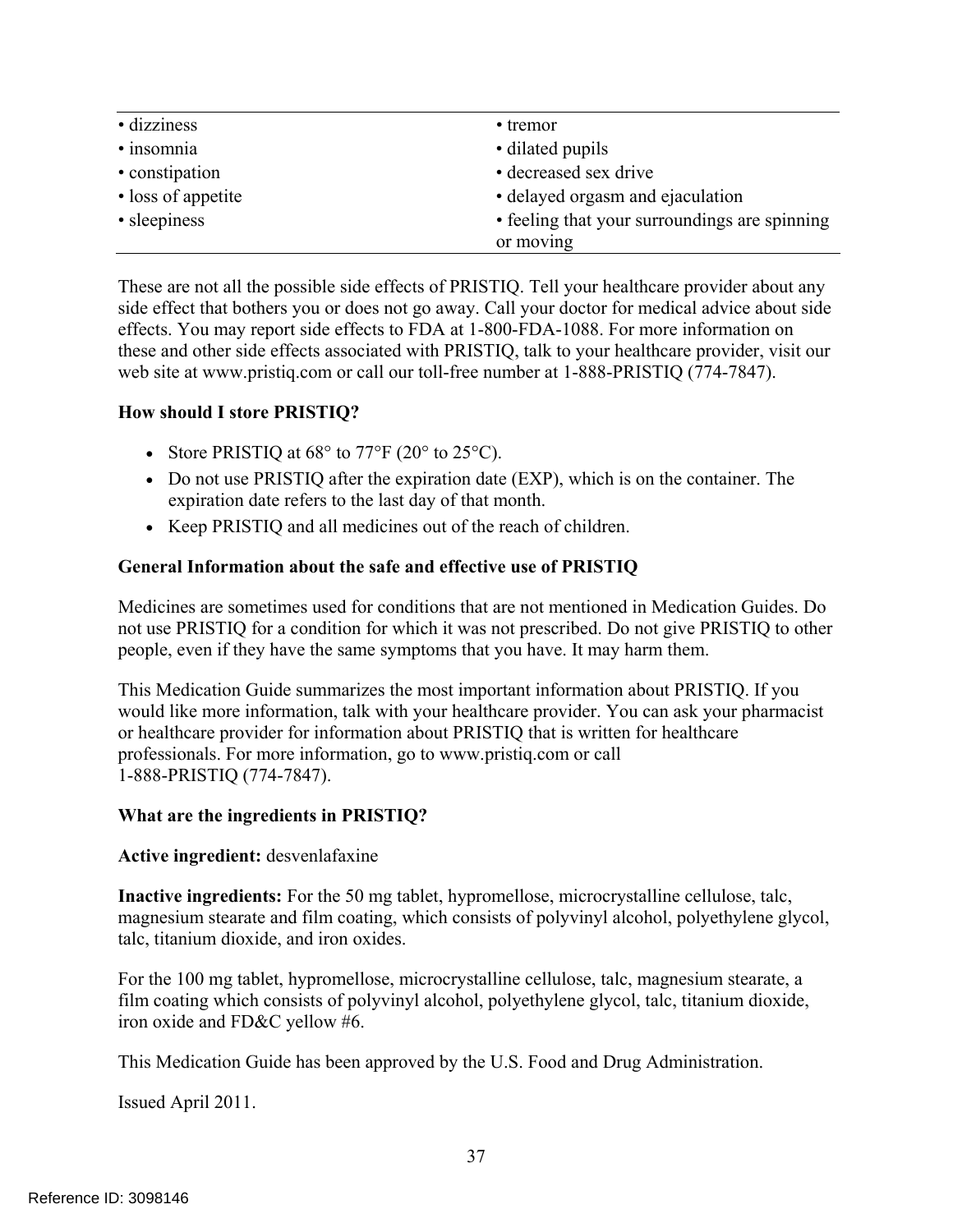| | |
|---|---|
| • dizziness | • tremor |
| • insomnia | • dilated pupils |
| • constipation | • decreased sex drive |
| • loss of appetite | • delayed orgasm and ejaculation |
| • sleepiness | • feeling that your surroundings are spinning or moving |

These are not all the possible side effects of PRISTIQ. Tell your healthcare provider about any side effect that bothers you or does not go away. Call your doctor for medical advice about side effects. You may report side effects to FDA at 1-800-FDA-1088. For more information on these and other side effects associated with PRISTIQ, talk to your healthcare provider, visit our web site at www.pristiq.com or call our toll-free number at 1-888-PRISTIQ (774-7847).

**How should I store PRISTIQ?**

- Store PRISTIQ at 68° to 77°F (20° to 25°C).
- Do not use PRISTIQ after the expiration date (EXP), which is on the container. The expiration date refers to the last day of that month.
- Keep PRISTIQ and all medicines out of the reach of children.

**General Information about the safe and effective use of PRISTIQ**

Medicines are sometimes used for conditions that are not mentioned in Medication Guides. Do not use PRISTIQ for a condition for which it was not prescribed. Do not give PRISTIQ to other people, even if they have the same symptoms that you have. It may harm them.

This Medication Guide summarizes the most important information about PRISTIQ. If you would like more information, talk with your healthcare provider. You can ask your pharmacist or healthcare provider for information about PRISTIQ that is written for healthcare professionals. For more information, go to www.pristiq.com or call 1-888-PRISTIQ (774-7847).

**What are the ingredients in PRISTIQ?**

**Active ingredient:** desvenlafaxine

**Inactive ingredients:** For the 50 mg tablet, hypromellose, microcrystalline cellulose, talc, magnesium stearate and film coating, which consists of polyvinyl alcohol, polyethylene glycol, talc, titanium dioxide, and iron oxides.

For the 100 mg tablet, hypromellose, microcrystalline cellulose, talc, magnesium stearate, a film coating which consists of polyvinyl alcohol, polyethylene glycol, talc, titanium dioxide, iron oxide and FD&C yellow #6.

This Medication Guide has been approved by the U.S. Food and Drug Administration.

Issued April 2011.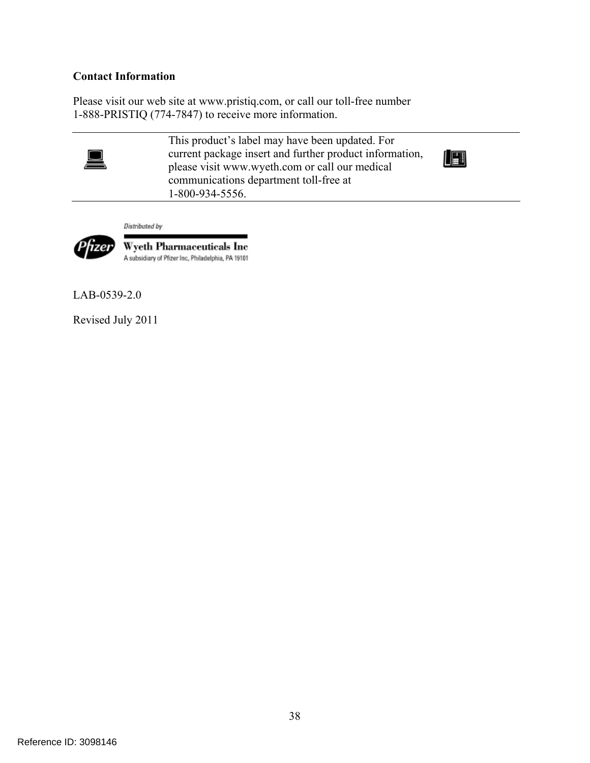**Contact Information**

Please visit our web site at www.pristiq.com, or call our toll-free number 1-888-PRISTIQ (774-7847) to receive more information.

This product's label may have been updated. For current package insert and further product information, please visit www.wyeth.com or call our medical communications department toll-free at 1-800-934-5556.

Distributed by

Wyeth Pharmaceuticals Inc

A subsidiary of Pfizer Inc, Philadelphia, PA 19101

LAB-0539-2.0

Revised July 2011

Reference ID: 3098146